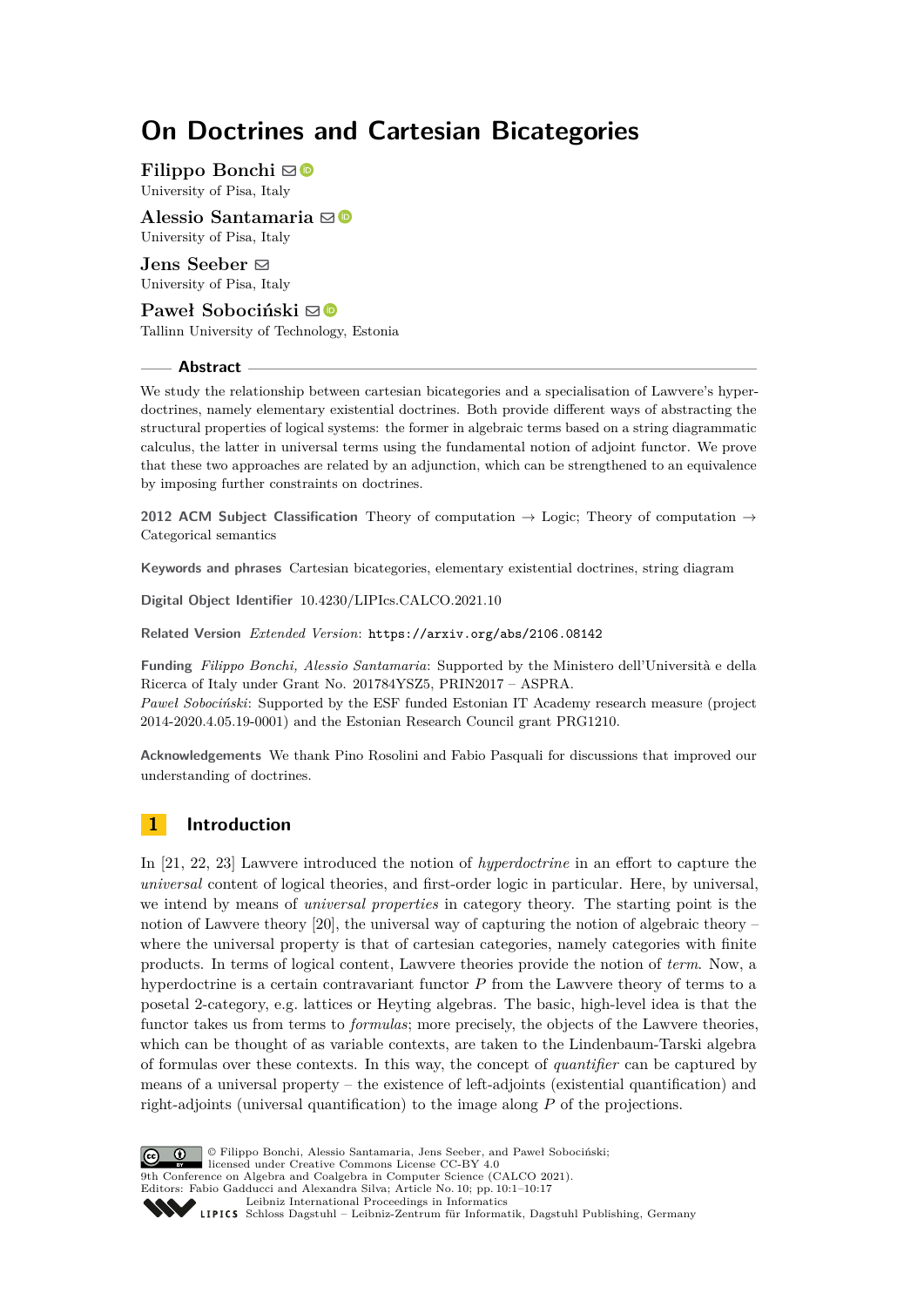# On Doctrines and Cartesian Bicategories

**Filippo Bonchi**
University of Pisa, Italy

**Alessio Santamaria**
University of Pisa, Italy

**Jens Seeber**
University of Pisa, Italy

**Paweł Sobociński**
Tallinn University of Technology, Estonia

## Abstract

We study the relationship between cartesian bicategories and a specialisation of Lawvere's hyperdoctrines, namely elementary existential doctrines. Both provide different ways of abstracting the structural properties of logical systems: the former in algebraic terms based on a string diagrammatic calculus, the latter in universal terms using the fundamental notion of adjoint functor. We prove that these two approaches are related by an adjunction, which can be strengthened to an equivalence by imposing further constraints on doctrines.

**2012 ACM Subject Classification** Theory of computation → Logic; Theory of computation → Categorical semantics

**Keywords and phrases** Cartesian bicategories, elementary existential doctrines, string diagram

**Digital Object Identifier** 10.4230/LIPIcs.CALCO.2021.10

**Related Version** *Extended Version*: https://arxiv.org/abs/2106.08142

**Funding** *Filippo Bonchi, Alessio Santamaria*: Supported by the Ministero dell'Università e della Ricerca of Italy under Grant No. 201784YSZ5, PRIN2017 – ASPRA.
*Paweł Sobociński*: Supported by the ESF funded Estonian IT Academy research measure (project 2014-2020.4.05.19-0001) and the Estonian Research Council grant PRG1210.

**Acknowledgements** We thank Pino Rosolini and Fabio Pasquali for discussions that improved our understanding of doctrines.

## 1 Introduction

In [21, 22, 23] Lawvere introduced the notion of *hyperdoctrine* in an effort to capture the *universal* content of logical theories, and first-order logic in particular. Here, by universal, we intend by means of *universal properties* in category theory. The starting point is the notion of Lawvere theory [20], the universal way of capturing the notion of algebraic theory – where the universal property is that of cartesian categories, namely categories with finite products. In terms of logical content, Lawvere theories provide the notion of *term*. Now, a hyperdoctrine is a certain contravariant functor $P$ from the Lawvere theory of terms to a posetal 2-category, e.g. lattices or Heyting algebras. The basic, high-level idea is that the functor takes us from terms to *formulas*; more precisely, the objects of the Lawvere theories, which can be thought of as variable contexts, are taken to the Lindenbaum-Tarski algebra of formulas over these contexts. In this way, the concept of *quantifier* can be captured by means of a universal property – the existence of left-adjoints (existential quantification) and right-adjoints (universal quantification) to the image along $P$ of the projections.

© Filippo Bonchi, Alessio Santamaria, Jens Seeber, and Paweł Sobociński; licensed under Creative Commons License CC-BY 4.0
9th Conference on Algebra and Coalgebra in Computer Science (CALCO 2021).
Editors: Fabio Gadducci and Alexandra Silva; Article No. 10; pp. 10:1–10:17
Leibniz International Proceedings in Informatics
LIPICS Schloss Dagstuhl – Leibniz-Zentrum für Informatik, Dagstuhl Publishing, Germany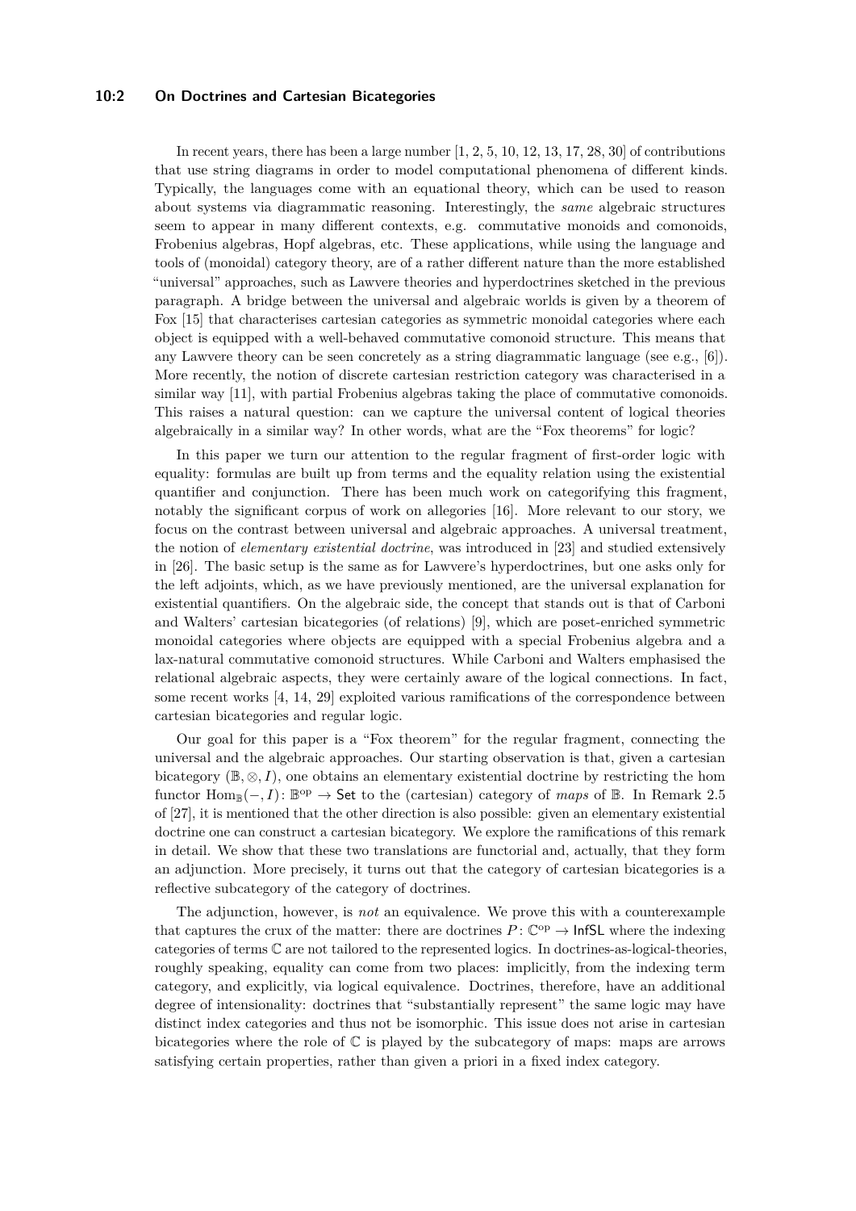In recent years, there has been a large number [1, 2, 5, 10, 12, 13, 17, 28, 30] of contributions that use string diagrams in order to model computational phenomena of different kinds. Typically, the languages come with an equational theory, which can be used to reason about systems via diagrammatic reasoning. Interestingly, the *same* algebraic structures seem to appear in many different contexts, e.g. commutative monoids and comonoids, Frobenius algebras, Hopf algebras, etc. These applications, while using the language and tools of (monoidal) category theory, are of a rather different nature than the more established "universal" approaches, such as Lawvere theories and hyperdoctrines sketched in the previous paragraph. A bridge between the universal and algebraic worlds is given by a theorem of Fox [15] that characterises cartesian categories as symmetric monoidal categories where each object is equipped with a well-behaved commutative comonoid structure. This means that any Lawvere theory can be seen concretely as a string diagrammatic language (see e.g., [6]). More recently, the notion of discrete cartesian restriction category was characterised in a similar way [11], with partial Frobenius algebras taking the place of commutative comonoids. This raises a natural question: can we capture the universal content of logical theories algebraically in a similar way? In other words, what are the "Fox theorems" for logic?

In this paper we turn our attention to the regular fragment of first-order logic with equality: formulas are built up from terms and the equality relation using the existential quantifier and conjunction. There has been much work on categorifying this fragment, notably the significant corpus of work on allegories [16]. More relevant to our story, we focus on the contrast between universal and algebraic approaches. A universal treatment, the notion of *elementary existential doctrine*, was introduced in [23] and studied extensively in [26]. The basic setup is the same as for Lawvere's hyperdoctrines, but one asks only for the left adjoints, which, as we have previously mentioned, are the universal explanation for existential quantifiers. On the algebraic side, the concept that stands out is that of Carboni and Walters' cartesian bicategories (of relations) [9], which are poset-enriched symmetric monoidal categories where objects are equipped with a special Frobenius algebra and a lax-natural commutative comonoid structures. While Carboni and Walters emphasised the relational algebraic aspects, they were certainly aware of the logical connections. In fact, some recent works [4, 14, 29] exploited various ramifications of the correspondence between cartesian bicategories and regular logic.

Our goal for this paper is a "Fox theorem" for the regular fragment, connecting the universal and the algebraic approaches. Our starting observation is that, given a cartesian bicategory $(\mathbb{B}, \otimes, I)$, one obtains an elementary existential doctrine by restricting the hom functor $\mathrm{Hom}_{\mathbb{B}}(-, I) \colon \mathbb{B}^{\mathrm{op}} \to \mathsf{Set}$ to the (cartesian) category of *maps* of $\mathbb{B}$. In Remark 2.5 of [27], it is mentioned that the other direction is also possible: given an elementary existential doctrine one can construct a cartesian bicategory. We explore the ramifications of this remark in detail. We show that these two translations are functorial and, actually, that they form an adjunction. More precisely, it turns out that the category of cartesian bicategories is a reflective subcategory of the category of doctrines.

The adjunction, however, is *not* an equivalence. We prove this with a counterexample that captures the crux of the matter: there are doctrines $P \colon \mathbb{C}^{\mathrm{op}} \to \mathsf{InfSL}$ where the indexing categories of terms $\mathbb{C}$ are not tailored to the represented logics. In doctrines-as-logical-theories, roughly speaking, equality can come from two places: implicitly, from the indexing term category, and explicitly, via logical equivalence. Doctrines, therefore, have an additional degree of intensionality: doctrines that "substantially represent" the same logic may have distinct index categories and thus not be isomorphic. This issue does not arise in cartesian bicategories where the role of $\mathbb{C}$ is played by the subcategory of maps: maps are arrows satisfying certain properties, rather than given a priori in a fixed index category.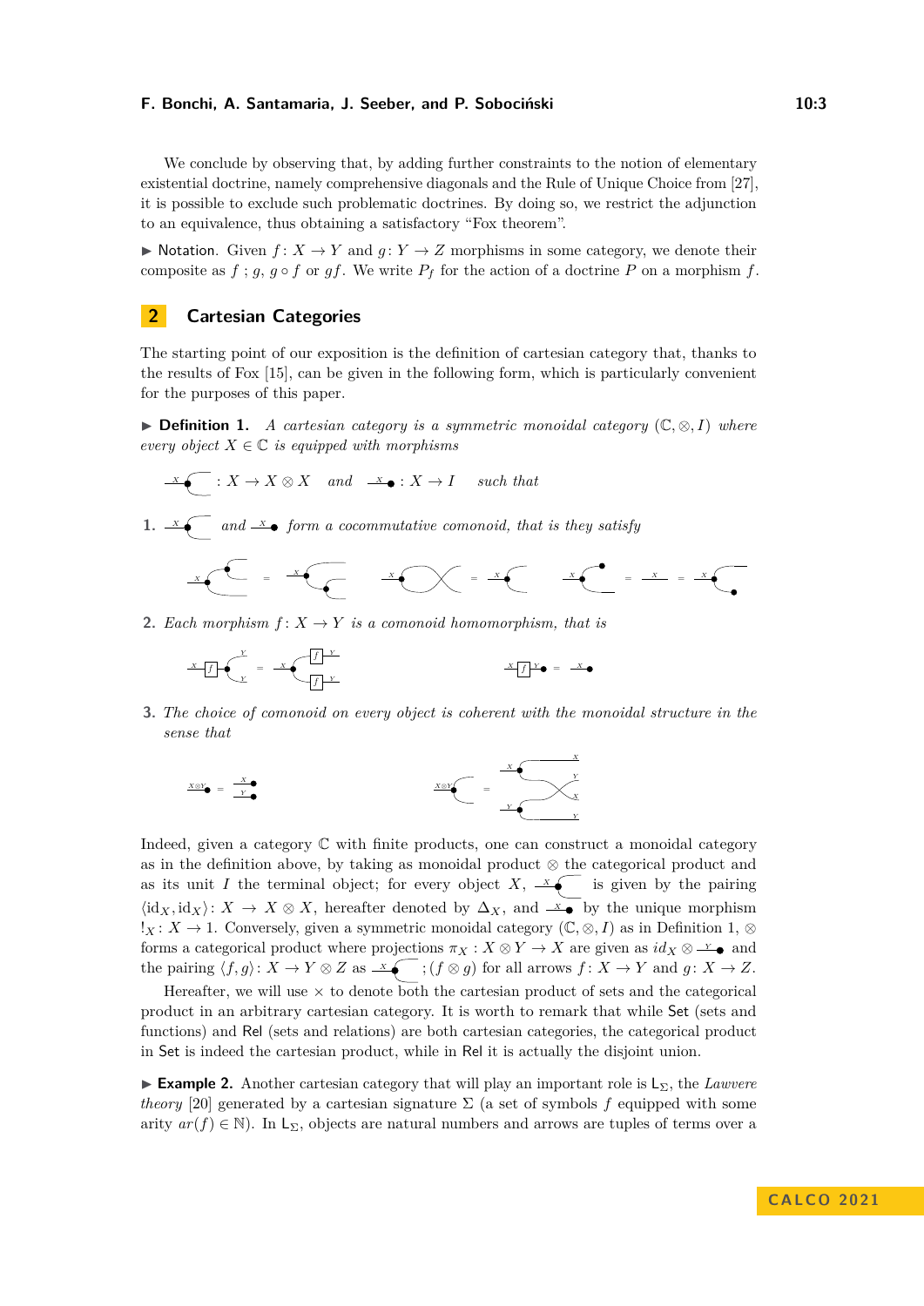We conclude by observing that, by adding further constraints to the notion of elementary existential doctrine, namely comprehensive diagonals and the Rule of Unique Choice from [27], it is possible to exclude such problematic doctrines. By doing so, we restrict the adjunction to an equivalence, thus obtaining a satisfactory "Fox theorem".

▶ Notation. Given $f\colon X \to Y$ and $g\colon Y \to Z$ morphisms in some category, we denote their composite as $f ; g$, $g \circ f$ or $gf$. We write $P_f$ for the action of a doctrine $P$ on a morphism $f$.

## 2 Cartesian Categories

The starting point of our exposition is the definition of cartesian category that, thanks to the results of Fox [15], can be given in the following form, which is particularly convenient for the purposes of this paper.

▶ **Definition 1.** *A cartesian category is a symmetric monoidal category $(\mathbb{C}, \otimes, I)$ where every object $X \in \mathbb{C}$ is equipped with morphisms*

$$\text{copy}_X \colon X \to X \otimes X \quad \text{and} \quad \text{discard}_X \colon X \to I \quad \text{such that}$$

1. *$\text{copy}_X$ and $\text{discard}_X$ form a cocommutative comonoid, that is they satisfy* (coassociativity, cocommutativity and counitality equations).
2. *Each morphism $f\colon X \to Y$ is a comonoid homomorphism, that is* $f ; \text{copy}_Y = \text{copy}_X ; (f \otimes f)$ and $f ; \text{discard}_Y = \text{discard}_X$.
3. *The choice of comonoid on every object is coherent with the monoidal structure in the sense that* $\text{discard}_{X\otimes Y} = \text{discard}_X \otimes \text{discard}_Y$ and $\text{copy}_{X\otimes Y} = (\text{copy}_X \otimes \text{copy}_Y) ; (id_X \otimes \sigma_{X,Y} \otimes id_Y)$.

Indeed, given a category $\mathbb{C}$ with finite products, one can construct a monoidal category as in the definition above, by taking as monoidal product $\otimes$ the categorical product and as its unit $I$ the terminal object; for every object $X$, $\text{copy}_X$ is given by the pairing $\langle \mathrm{id}_X, \mathrm{id}_X\rangle\colon X \to X \otimes X$, hereafter denoted by $\Delta_X$, and $\text{discard}_X$ by the unique morphism $!_X\colon X \to 1$. Conversely, given a symmetric monoidal category $(\mathbb{C}, \otimes, I)$ as in Definition 1, $\otimes$ forms a categorical product where projections $\pi_X : X \otimes Y \to X$ are given as $id_X \otimes \text{discard}_Y$ and the pairing $\langle f, g\rangle\colon X \to Y \otimes Z$ as $\text{copy}_X ; (f \otimes g)$ for all arrows $f\colon X \to Y$ and $g\colon X \to Z$.

Hereafter, we will use $\times$ to denote both the cartesian product of sets and the categorical product in an arbitrary cartesian category. It is worth to remark that while Set (sets and functions) and Rel (sets and relations) are both cartesian categories, the categorical product in Set is indeed the cartesian product, while in Rel it is actually the disjoint union.

▶ **Example 2.** Another cartesian category that will play an important role is $\mathsf{L}_\Sigma$, the *Lawvere theory* [20] generated by a cartesian signature $\Sigma$ (a set of symbols $f$ equipped with some arity $ar(f) \in \mathbb{N}$). In $\mathsf{L}_\Sigma$, objects are natural numbers and arrows are tuples of terms over a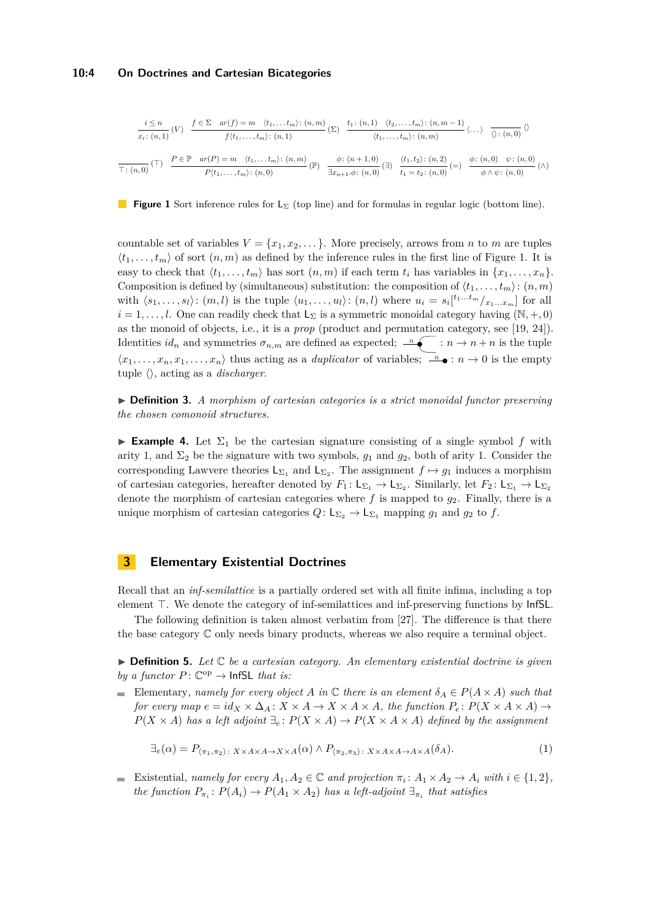$$\frac{i \leq n}{x_i\colon (n,1)}\,(V) \qquad \frac{f \in \Sigma \quad ar(f)=m \quad \langle t_1,\dots t_m\rangle\colon (n,m)}{f\langle t_1,\dots,t_m\rangle\colon (n,1)}\,(\Sigma) \qquad \frac{t_1\colon (n,1) \quad \langle t_2,\dots,t_m\rangle\colon (n,m-1)}{\langle t_1,\dots,t_m\rangle\colon (n,m)}\,\langle\dots\rangle \qquad \frac{}{\langle\rangle\colon (n,0)}\,\langle\rangle$$

$$\frac{}{\top\colon (n,0)}\,(\top) \qquad \frac{P \in \mathbb{P} \quad ar(P)=m \quad \langle t_1,\dots t_m\rangle\colon (n,m)}{P\langle t_1,\dots,t_m\rangle\colon (n,0)}\,(\mathbb{P}) \qquad \frac{\phi\colon (n+1,0)}{\exists x_{n+1}.\phi\colon (n,0)}\,(\exists) \qquad \frac{\langle t_1,t_2\rangle\colon (n,2)}{t_1=t_2\colon (n,0)}\,(=) \qquad \frac{\phi\colon (n,0) \quad \psi\colon (n,0)}{\phi\wedge\psi\colon (n,0)}\,(\wedge)$$

**Figure 1** Sort inference rules for $\mathsf{L}_\Sigma$ (top line) and for formulas in regular logic (bottom line).

countable set of variables $V = \{x_1, x_2, \dots\}$. More precisely, arrows from $n$ to $m$ are tuples $\langle t_1,\dots,t_m\rangle$ of sort $(n,m)$ as defined by the inference rules in the first line of Figure 1. It is easy to check that $\langle t_1,\dots,t_m\rangle$ has sort $(n,m)$ if each term $t_i$ has variables in $\{x_1,\dots,x_n\}$. Composition is defined by (simultaneous) substitution: the composition of $\langle t_1,\dots,t_m\rangle\colon (n,m)$ with $\langle s_1,\dots,s_l\rangle\colon (m,l)$ is the tuple $\langle u_1,\dots,u_l\rangle\colon (n,l)$ where $u_i = s_i[^{t_1\dots t_m}/_{x_1\dots x_m}]$ for all $i = 1,\dots,l$. One can readily check that $\mathsf{L}_\Sigma$ is a symmetric monoidal category having $(\mathbb{N},+,0)$ as the monoid of objects, i.e., it is a *prop* (product and permutation category, see [19, 24]). Identities $id_n$ and symmetries $\sigma_{n,m}$ are defined as expected; (copier diagram) $: n \to n+n$ is the tuple $\langle x_1,\dots,x_n,x_1,\dots,x_n\rangle$ thus acting as a *duplicator* of variables; (discharger diagram) $: n \to 0$ is the empty tuple $\langle\rangle$, acting as a *discharger*.

▶ **Definition 3.** *A morphism of cartesian categories is a strict monoidal functor preserving the chosen comonoid structures.*

▶ **Example 4.** Let $\Sigma_1$ be the cartesian signature consisting of a single symbol $f$ with arity 1, and $\Sigma_2$ be the signature with two symbols, $g_1$ and $g_2$, both of arity 1. Consider the corresponding Lawvere theories $\mathsf{L}_{\Sigma_1}$ and $\mathsf{L}_{\Sigma_2}$. The assignment $f \mapsto g_1$ induces a morphism of cartesian categories, hereafter denoted by $F_1\colon \mathsf{L}_{\Sigma_1} \to \mathsf{L}_{\Sigma_2}$. Similarly, let $F_2\colon \mathsf{L}_{\Sigma_1} \to \mathsf{L}_{\Sigma_2}$ denote the morphism of cartesian categories where $f$ is mapped to $g_2$. Finally, there is a unique morphism of cartesian categories $Q\colon \mathsf{L}_{\Sigma_2} \to \mathsf{L}_{\Sigma_1}$ mapping $g_1$ and $g_2$ to $f$.

## 3 Elementary Existential Doctrines

Recall that an *inf-semilattice* is a partially ordered set with all finite infima, including a top element $\top$. We denote the category of inf-semilattices and inf-preserving functions by $\mathsf{InfSL}$.

The following definition is taken almost verbatim from [27]. The difference is that there the base category $\mathbb{C}$ only needs binary products, whereas we also require a terminal object.

▶ **Definition 5.** *Let $\mathbb{C}$ be a cartesian category. An elementary existential doctrine is given by a functor $P\colon \mathbb{C}^{\mathrm{op}} \to \mathsf{InfSL}$ that is:*

- Elementary, *namely for every object $A$ in $\mathbb{C}$ there is an element $\delta_A \in P(A\times A)$ such that for every map $e = id_X \times \Delta_A\colon X\times A \to X\times A\times A$, the function $P_e\colon P(X\times A\times A) \to P(X\times A)$ has a left adjoint $\exists_e\colon P(X\times A) \to P(X\times A\times A)$ defined by the assignment*

$$\exists_e(\alpha) = P_{\langle \pi_1,\pi_2\rangle\colon X\times A\times A \to X\times A}(\alpha) \wedge P_{\langle \pi_2,\pi_3\rangle\colon X\times A\times A\to A\times A}(\delta_A). \tag{1}$$

- Existential, *namely for every $A_1, A_2 \in \mathbb{C}$ and projection $\pi_i\colon A_1\times A_2 \to A_i$ with $i \in \{1,2\}$, the function $P_{\pi_i}\colon P(A_i) \to P(A_1\times A_2)$ has a left-adjoint $\exists_{\pi_i}$ that satisfies*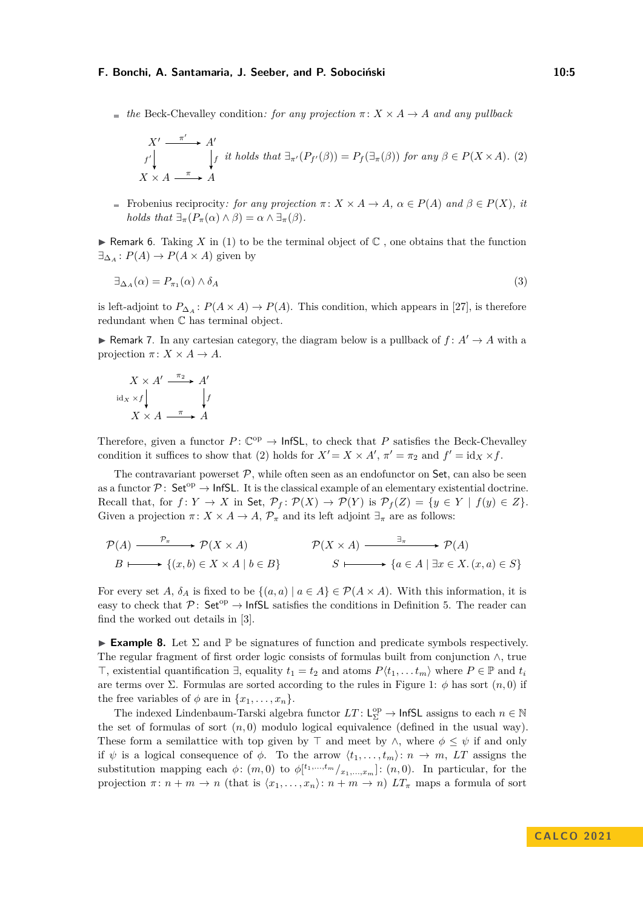- *the* Beck-Chevalley condition*: for any projection $\pi\colon X \times A \to A$ and any pullback*

$$\begin{array}{ccc} X' & \xrightarrow{\pi'} & A' \\ {\scriptstyle f'}\downarrow & & \downarrow{\scriptstyle f} \\ X \times A & \xrightarrow{\pi} & A \end{array} \quad \text{it holds that } \exists_{\pi'}(P_{f'}(\beta)) = P_f(\exists_\pi(\beta)) \text{ for any } \beta \in P(X \times A). \tag{2}$$

- Frobenius reciprocity*: for any projection $\pi\colon X \times A \to A$, $\alpha \in P(A)$ and $\beta \in P(X)$, it holds that $\exists_\pi(P_\pi(\alpha) \wedge \beta) = \alpha \wedge \exists_\pi(\beta)$.*

▶ Remark 6. Taking $X$ in (1) to be the terminal object of $\mathbb{C}$ , one obtains that the function $\exists_{\Delta_A}\colon P(A) \to P(A \times A)$ given by

$$\exists_{\Delta_A}(\alpha) = P_{\pi_1}(\alpha) \wedge \delta_A \tag{3}$$

is left-adjoint to $P_{\Delta_A}\colon P(A \times A) \to P(A)$. This condition, which appears in [27], is therefore redundant when $\mathbb{C}$ has terminal object.

▶ Remark 7. In any cartesian category, the diagram below is a pullback of $f\colon A' \to A$ with a projection $\pi\colon X \times A \to A$.

$$\begin{array}{ccc} X \times A' & \xrightarrow{\pi_2} & A' \\ {\scriptstyle \mathrm{id}_X \times f}\downarrow & & \downarrow{\scriptstyle f} \\ X \times A & \xrightarrow{\pi} & A \end{array}$$

Therefore, given a functor $P\colon \mathbb{C}^{\mathrm{op}} \to \mathsf{InfSL}$, to check that $P$ satisfies the Beck-Chevalley condition it suffices to show that (2) holds for $X' = X \times A'$, $\pi' = \pi_2$ and $f' = \mathrm{id}_X \times f$.

The contravariant powerset $\mathcal{P}$, while often seen as an endofunctor on $\mathsf{Set}$, can also be seen as a functor $\mathcal{P}\colon \mathsf{Set}^{\mathrm{op}} \to \mathsf{InfSL}$. It is the classical example of an elementary existential doctrine. Recall that, for $f\colon Y \to X$ in $\mathsf{Set}$, $\mathcal{P}_f\colon \mathcal{P}(X) \to \mathcal{P}(Y)$ is $\mathcal{P}_f(Z) = \{y \in Y \mid f(y) \in Z\}$. Given a projection $\pi\colon X \times A \to A$, $\mathcal{P}_\pi$ and its left adjoint $\exists_\pi$ are as follows:

$$\begin{array}{ccc} \mathcal{P}(A) & \xrightarrow{\mathcal{P}_\pi} & \mathcal{P}(X \times A) \\ B & \longmapsto & \{(x,b) \in X \times A \mid b \in B\} \end{array} \qquad \begin{array}{ccc} \mathcal{P}(X \times A) & \xrightarrow{\exists_\pi} & \mathcal{P}(A) \\ S & \longmapsto & \{a \in A \mid \exists x \in X.\, (x,a) \in S\} \end{array}$$

For every set $A$, $\delta_A$ is fixed to be $\{(a,a) \mid a \in A\} \in \mathcal{P}(A \times A)$. With this information, it is easy to check that $\mathcal{P}\colon \mathsf{Set}^{\mathrm{op}} \to \mathsf{InfSL}$ satisfies the conditions in Definition 5. The reader can find the worked out details in [3].

▶ **Example 8.** Let $\Sigma$ and $\mathbb{P}$ be signatures of function and predicate symbols respectively. The regular fragment of first order logic consists of formulas built from conjunction $\wedge$, true $\top$, existential quantification $\exists$, equality $t_1 = t_2$ and atoms $P\langle t_1, \ldots t_m\rangle$ where $P \in \mathbb{P}$ and $t_i$ are terms over $\Sigma$. Formulas are sorted according to the rules in Figure 1: $\phi$ has sort $(n, 0)$ if the free variables of $\phi$ are in $\{x_1, \ldots, x_n\}$.

The indexed Lindenbaum-Tarski algebra functor $LT\colon \mathsf{L}_\Sigma^{\mathrm{op}} \to \mathsf{InfSL}$ assigns to each $n \in \mathbb{N}$ the set of formulas of sort $(n, 0)$ modulo logical equivalence (defined in the usual way). These form a semilattice with top given by $\top$ and meet by $\wedge$, where $\phi \leq \psi$ if and only if $\psi$ is a logical consequence of $\phi$. To the arrow $\langle t_1, \ldots, t_m\rangle\colon n \to m$, $LT$ assigns the substitution mapping each $\phi\colon (m, 0)$ to $\phi[^{t_1,\ldots,t_m}/_{x_1,\ldots,x_m}]\colon (n, 0)$. In particular, for the projection $\pi\colon n + m \to n$ (that is $\langle x_1, \ldots, x_n\rangle\colon n + m \to n$) $LT_\pi$ maps a formula of sort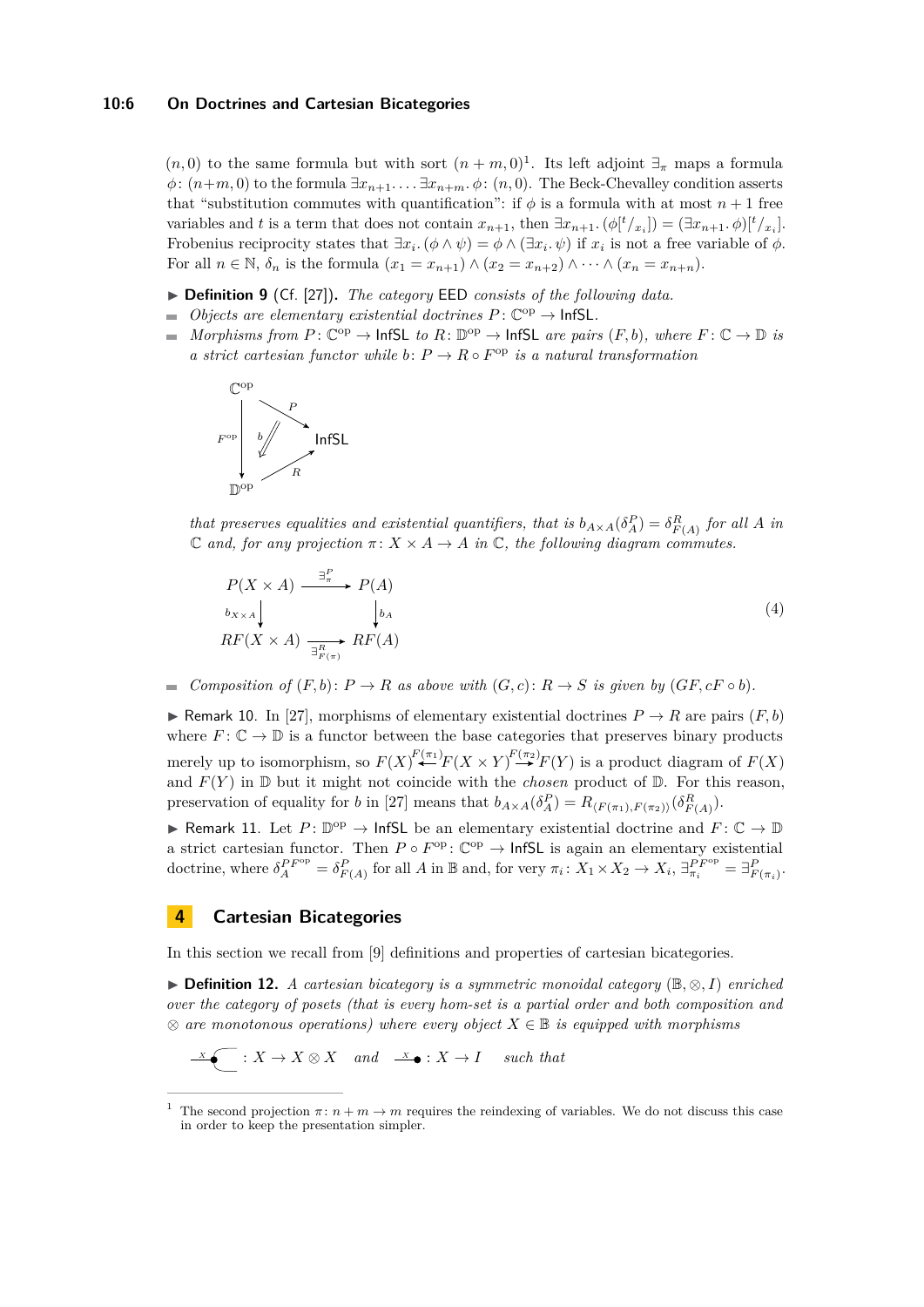$(n, 0)$ to the same formula but with sort $(n + m, 0)$[1]. Its left adjoint $\exists_\pi$ maps a formula $\phi\colon (n{+}m, 0)$ to the formula $\exists x_{n+1}. \dots \exists x_{n+m}. \phi\colon (n, 0)$. The Beck-Chevalley condition asserts that "substitution commutes with quantification": if $\phi$ is a formula with at most $n + 1$ free variables and $t$ is a term that does not contain $x_{n+1}$, then $\exists x_{n+1}. (\phi[^t/_{x_i}]) = (\exists x_{n+1}. \phi)[^t/_{x_i}]$. Frobenius reciprocity states that $\exists x_i. (\phi \wedge \psi) = \phi \wedge (\exists x_i. \psi)$ if $x_i$ is not a free variable of $\phi$. For all $n \in \mathbb{N}$, $\delta_n$ is the formula $(x_1 = x_{n+1}) \wedge (x_2 = x_{n+2}) \wedge \dots \wedge (x_n = x_{n+n})$.

▶ **Definition 9** (Cf. [27]). *The category* EED *consists of the following data.*

- *Objects are elementary existential doctrines* $P\colon \mathbb{C}^{\mathrm{op}} \to \mathsf{InfSL}$.
- *Morphisms from* $P\colon \mathbb{C}^{\mathrm{op}} \to \mathsf{InfSL}$ *to* $R\colon \mathbb{D}^{\mathrm{op}} \to \mathsf{InfSL}$ *are pairs* $(F, b)$, *where* $F\colon \mathbb{C} \to \mathbb{D}$ *is a strict cartesian functor while* $b\colon P \to R \circ F^{\mathrm{op}}$ *is a natural transformation*

$$\begin{array}{ccc} \mathbb{C}^{\mathrm{op}} & \xrightarrow{P} & \mathsf{InfSL} \\ {\scriptstyle F^{\mathrm{op}}}\downarrow & \overset{b}{\Downarrow} & \\ \mathbb{D}^{\mathrm{op}} & \xrightarrow{R} & \mathsf{InfSL} \end{array}$$

*that preserves equalities and existential quantifiers, that is* $b_{A\times A}(\delta^P_A) = \delta^R_{F(A)}$ *for all* $A$ *in* $\mathbb{C}$ *and, for any projection* $\pi\colon X \times A \to A$ *in* $\mathbb{C}$, *the following diagram commutes.*

$$\begin{array}{ccc} P(X \times A) & \xrightarrow{\exists^P_\pi} & P(A) \\ {\scriptstyle b_{X\times A}}\downarrow & & \downarrow{\scriptstyle b_A} \\ RF(X \times A) & \xrightarrow[\exists^R_{F(\pi)}]{} & RF(A) \end{array} \tag{4}$$

- *Composition of* $(F, b)\colon P \to R$ *as above with* $(G, c)\colon R \to S$ *is given by* $(GF, cF \circ b)$.

▶ Remark 10. In [27], morphisms of elementary existential doctrines $P \to R$ are pairs $(F, b)$ where $F\colon \mathbb{C} \to \mathbb{D}$ is a functor between the base categories that preserves binary products merely up to isomorphism, so $F(X) \xleftarrow{F(\pi_1)} F(X \times Y) \xrightarrow{F(\pi_2)} F(Y)$ is a product diagram of $F(X)$ and $F(Y)$ in $\mathbb{D}$ but it might not coincide with the *chosen* product of $\mathbb{D}$. For this reason, preservation of equality for $b$ in [27] means that $b_{A\times A}(\delta^P_A) = R_{\langle F(\pi_1), F(\pi_2)\rangle}(\delta^R_{F(A)})$.

▶ Remark 11. Let $P\colon \mathbb{D}^{\mathrm{op}} \to \mathsf{InfSL}$ be an elementary existential doctrine and $F\colon \mathbb{C} \to \mathbb{D}$ a strict cartesian functor. Then $P \circ F^{\mathrm{op}}\colon \mathbb{C}^{\mathrm{op}} \to \mathsf{InfSL}$ is again an elementary existential doctrine, where $\delta^{PF^{\mathrm{op}}}_A = \delta^P_{F(A)}$ for all $A$ in $\mathbb{B}$ and, for very $\pi_i\colon X_1 \times X_2 \to X_i$, $\exists^{PF^{\mathrm{op}}}_{\pi_i} = \exists^P_{F(\pi_i)}$.

## 4 Cartesian Bicategories

In this section we recall from [9] definitions and properties of cartesian bicategories.

▶ **Definition 12.** *A cartesian bicategory is a symmetric monoidal category* $(\mathbb{B}, \otimes, I)$ *enriched over the category of posets (that is every hom-set is a partial order and both composition and* $\otimes$ *are monotonous operations) where every object* $X \in \mathbb{B}$ *is equipped with morphisms*

$$\text{(copy)}_X : X \to X \otimes X \quad \textit{and} \quad \text{(discard)}_X : X \to I \quad \textit{such that}$$

---

[1] The second projection $\pi\colon n + m \to m$ requires the reindexing of variables. We do not discuss this case in order to keep the presentation simpler.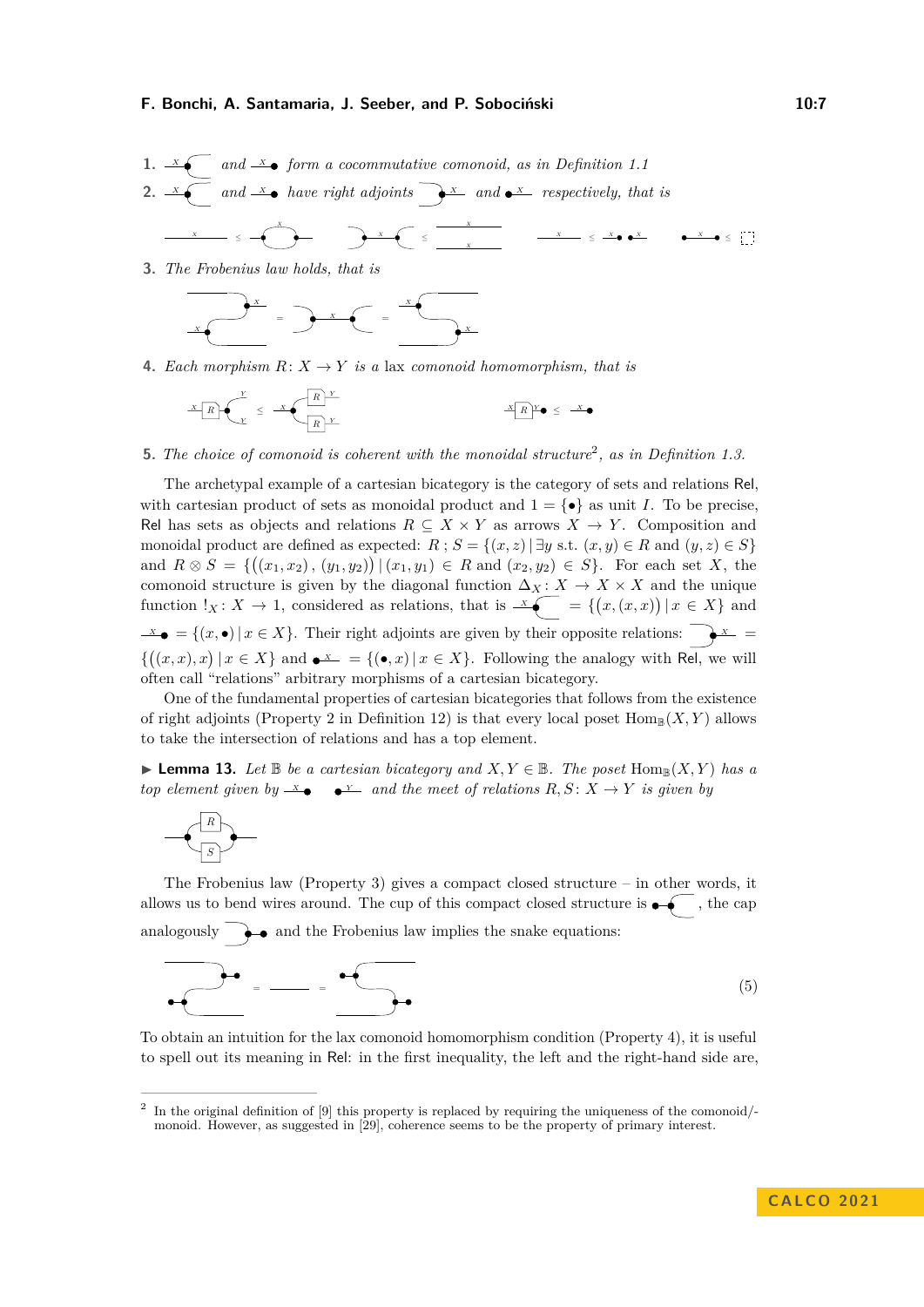1. *and* *form a cocommutative comonoid, as in Definition 1.1*
2. *and* *have right adjoints* *and* *respectively, that is*

3. *The Frobenius law holds, that is*

4. *Each morphism* $R\colon X \to Y$ *is a* lax *comonoid homomorphism, that is*

5. *The choice of comonoid is coherent with the monoidal structure*[2]*, as in Definition 1.3.*

The archetypal example of a cartesian bicategory is the category of sets and relations Rel, with cartesian product of sets as monoidal product and $1 = \{\bullet\}$ as unit $I$. To be precise, Rel has sets as objects and relations $R \subseteq X \times Y$ as arrows $X \to Y$. Composition and monoidal product are defined as expected: $R \,;\, S = \{(x, z) \mid \exists y \text{ s.t. } (x, y) \in R \text{ and } (y, z) \in S\}$ and $R \otimes S = \{\big((x_1, x_2), (y_1, y_2)\big) \mid (x_1, y_1) \in R \text{ and } (x_2, y_2) \in S\}$. For each set $X$, the comonoid structure is given by the diagonal function $\Delta_X\colon X \to X \times X$ and the unique function $!_X\colon X \to 1$, considered as relations, that is $= \{\big(x, (x, x)\big) \mid x \in X\}$ and $= \{(x, \bullet) \mid x \in X\}$. Their right adjoints are given by their opposite relations: $= \{\big((x, x), x\big) \mid x \in X\}$ and $= \{(\bullet, x) \mid x \in X\}$. Following the analogy with Rel, we will often call "relations" arbitrary morphisms of a cartesian bicategory.

One of the fundamental properties of cartesian bicategories that follows from the existence of right adjoints (Property 2 in Definition 12) is that every local poset $\mathrm{Hom}_{\mathbb{B}}(X, Y)$ allows to take the intersection of relations and has a top element.

▶ **Lemma 13.** *Let* $\mathbb{B}$ *be a cartesian bicategory and* $X, Y \in \mathbb{B}$*. The poset* $\mathrm{Hom}_{\mathbb{B}}(X, Y)$ *has a top element given by* *and the meet of relations* $R, S\colon X \to Y$ *is given by*

The Frobenius law (Property 3) gives a compact closed structure – in other words, it allows us to bend wires around. The cup of this compact closed structure is , the cap analogously and the Frobenius law implies the snake equations:

$$(5)$$

To obtain an intuition for the lax comonoid homomorphism condition (Property 4), it is useful to spell out its meaning in Rel: in the first inequality, the left and the right-hand side are,

---

[2] In the original definition of [9] this property is replaced by requiring the uniqueness of the comonoid/-monoid. However, as suggested in [29], coherence seems to be the property of primary interest.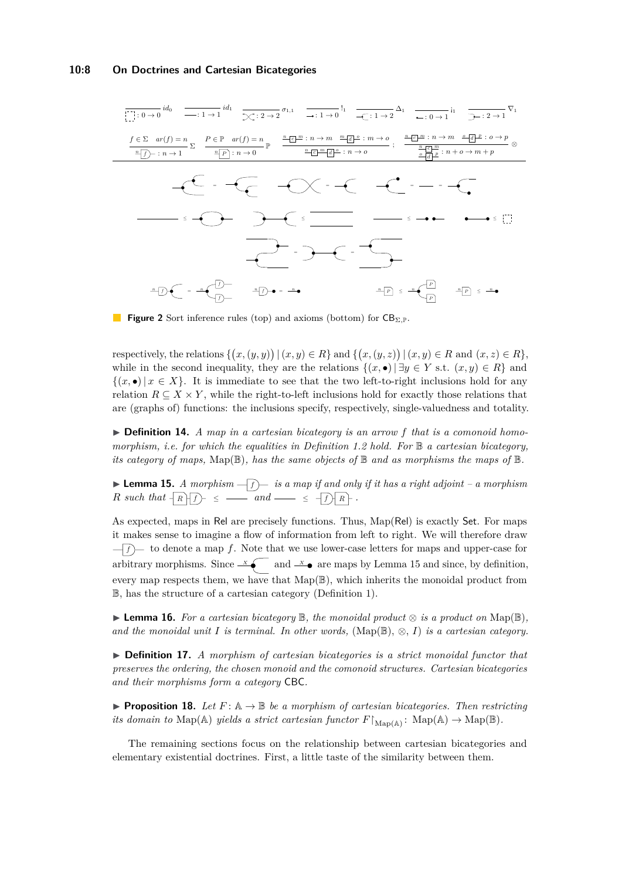**Figure 2** Sort inference rules (top) and axioms (bottom) for $\mathsf{CB}_{\Sigma,\mathbb{P}}$.

respectively, the relations $\{(x,(y,y)) \mid (x,y) \in R\}$ and $\{(x,(y,z)) \mid (x,y) \in R \text{ and } (x,z) \in R\}$, while in the second inequality, they are the relations $\{(x,\bullet) \mid \exists y \in Y \text{ s.t. } (x,y) \in R\}$ and $\{(x,\bullet) \mid x \in X\}$. It is immediate to see that the two left-to-right inclusions hold for any relation $R \subseteq X \times Y$, while the right-to-left inclusions hold for exactly those relations that are (graphs of) functions: the inclusions specify, respectively, single-valuedness and totality.

▶ **Definition 14.** *A map in a cartesian bicategory is an arrow $f$ that is a comonoid homomorphism, i.e. for which the equalities in Definition 1.2 hold. For $\mathbb{B}$ a cartesian bicategory, its category of maps,* $\mathrm{Map}(\mathbb{B})$*, has the same objects of $\mathbb{B}$ and as morphisms the maps of $\mathbb{B}$.*

▶ **Lemma 15.** *A morphism $f$ is a map if and only if it has a right adjoint – a morphism $R$ such that $R \, f \leq$ id and id $\leq f \, R$.*

As expected, maps in $\mathsf{Rel}$ are precisely functions. Thus, $\mathrm{Map}(\mathsf{Rel})$ is exactly $\mathsf{Set}$. For maps it makes sense to imagine a flow of information from left to right. We will therefore draw $f$ to denote a map $f$. Note that we use lower-case letters for maps and upper-case for arbitrary morphisms. Since the copy on $X$ and the discard on $X$ are maps by Lemma 15 and since, by definition, every map respects them, we have that $\mathrm{Map}(\mathbb{B})$, which inherits the monoidal product from $\mathbb{B}$, has the structure of a cartesian category (Definition 1).

▶ **Lemma 16.** *For a cartesian bicategory $\mathbb{B}$, the monoidal product $\otimes$ is a product on* $\mathrm{Map}(\mathbb{B})$*, and the monoidal unit $I$ is terminal. In other words,* $(\mathrm{Map}(\mathbb{B}), \otimes, I)$ *is a cartesian category.*

▶ **Definition 17.** *A morphism of cartesian bicategories is a strict monoidal functor that preserves the ordering, the chosen monoid and the comonoid structures. Cartesian bicategories and their morphisms form a category* $\mathsf{CBC}$.

▶ **Proposition 18.** *Let $F \colon \mathbb{A} \to \mathbb{B}$ be a morphism of cartesian bicategories. Then restricting its domain to* $\mathrm{Map}(\mathbb{A})$ *yields a strict cartesian functor* $F{\restriction_{\mathrm{Map}(\mathbb{A})}} \colon \mathrm{Map}(\mathbb{A}) \to \mathrm{Map}(\mathbb{B})$.

The remaining sections focus on the relationship between cartesian bicategories and elementary existential doctrines. First, a little taste of the similarity between them.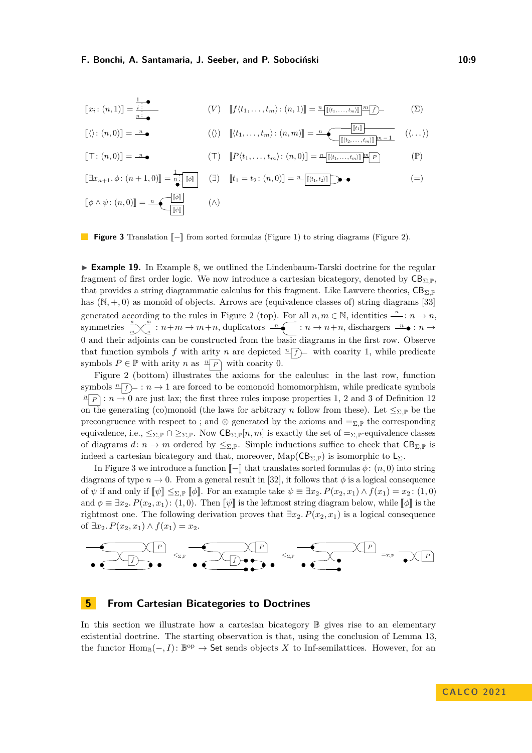$[\![x_i : (n,1)]\!] =$ (V) $\qquad [\![f\langle t_1,\ldots,t_m\rangle : (n,1)]\!] =$ ($\Sigma$)

$[\![\langle\rangle : (n,0)]\!] =$ ($\langle\rangle$) $\qquad [\![\langle t_1,\ldots,t_m\rangle : (n,m)]\!] =$ ($\langle\ldots\rangle$)

$[\![\top : (n,0)]\!] =$ ($\top$) $\qquad [\![P\langle t_1,\ldots,t_m\rangle : (n,0)]\!] =$ ($\mathbb{P}$)

$[\![\exists x_{n+1}.\,\phi : (n+1,0)]\!] =$ ($\exists$) $\qquad [\![t_1 = t_2 : (n,0)]\!] =$ ($=$)

$[\![\phi \wedge \psi : (n,0)]\!] =$ ($\wedge$)

**Figure 3** Translation $[\![-]\!]$ from sorted formulas (Figure 1) to string diagrams (Figure 2).

▶ **Example 19.** In Example 8, we outlined the Lindenbaum-Tarski doctrine for the regular fragment of first order logic. We now introduce a cartesian bicategory, denoted by $\mathsf{CB}_{\Sigma,\mathbb{P}}$, that provides a string diagrammatic calculus for this fragment. Like Lawvere theories, $\mathsf{CB}_{\Sigma,\mathbb{P}}$ has $(\mathbb{N},+,0)$ as monoid of objects. Arrows are (equivalence classes of) string diagrams [33] generated according to the rules in Figure 2 (top). For all $n,m \in \mathbb{N}$, identities $: n \to n$, symmetries $: n+m \to m+n$, duplicators $: n \to n+n$, dischargers $: n \to 0$ and their adjoints can be constructed from the basic diagrams in the first row. Observe that function symbols $f$ with arity $n$ are depicted with coarity 1, while predicate symbols $P \in \mathbb{P}$ with arity $n$ as with coarity 0.

Figure 2 (bottom) illustrates the axioms for the calculus: in the last row, function symbols $: n \to 1$ are forced to be comonoid homomorphisms, while predicate symbols $: n \to 0$ are just lax; the first three rules impose properties 1, 2 and 3 of Definition 12 on the generating (co)monoid (the laws for arbitrary $n$ follow from these). Let $\leq_{\Sigma,\mathbb{P}}$ be the precongruence with respect to ; and $\otimes$ generated by the axioms and $=_{\Sigma,\mathbb{P}}$ the corresponding equivalence, i.e., $\leq_{\Sigma,\mathbb{P}} \cap \geq_{\Sigma,\mathbb{P}}$. Now $\mathsf{CB}_{\Sigma,\mathbb{P}}[n,m]$ is exactly the set of $=_{\Sigma,\mathbb{P}}$-equivalence classes of diagrams $d : n \to m$ ordered by $\leq_{\Sigma,\mathbb{P}}$. Simple inductions suffice to check that $\mathsf{CB}_{\Sigma,\mathbb{P}}$ is indeed a cartesian bicategory and that, moreover, $\mathrm{Map}(\mathsf{CB}_{\Sigma,\mathbb{P}})$ is isomorphic to $\mathsf{L}_\Sigma$.

In Figure 3 we introduce a function $[\![-]\!]$ that translates sorted formulas $\phi : (n,0)$ into string diagrams of type $n \to 0$. From a general result in [32], it follows that $\phi$ is a logical consequence of $\psi$ if and only if $[\![\psi]\!] \leq_{\Sigma,\mathbb{P}} [\![\phi]\!]$. For an example take $\psi \equiv \exists x_2.\, P(x_2,x_1) \wedge f(x_1) = x_2 : (1,0)$ and $\phi \equiv \exists x_2.\, P(x_2,x_1) : (1,0)$. Then $[\![\psi]\!]$ is the leftmost string diagram below, while $[\![\phi]\!]$ is the rightmost one. The following derivation proves that $\exists x_2.\, P(x_2,x_1)$ is a logical consequence of $\exists x_2.\, P(x_2,x_1) \wedge f(x_1) = x_2$.

$\leq_{\Sigma,\mathbb{P}} \qquad \leq_{\Sigma,\mathbb{P}} \qquad =_{\Sigma,\mathbb{P}}$

## 5 From Cartesian Bicategories to Doctrines

In this section we illustrate how a cartesian bicategory $\mathbb{B}$ gives rise to an elementary existential doctrine. The starting observation is that, using the conclusion of Lemma 13, the functor $\mathrm{Hom}_{\mathbb{B}}(-,I) : \mathbb{B}^{\mathrm{op}} \to \mathsf{Set}$ sends objects $X$ to Inf-semilattices. However, for an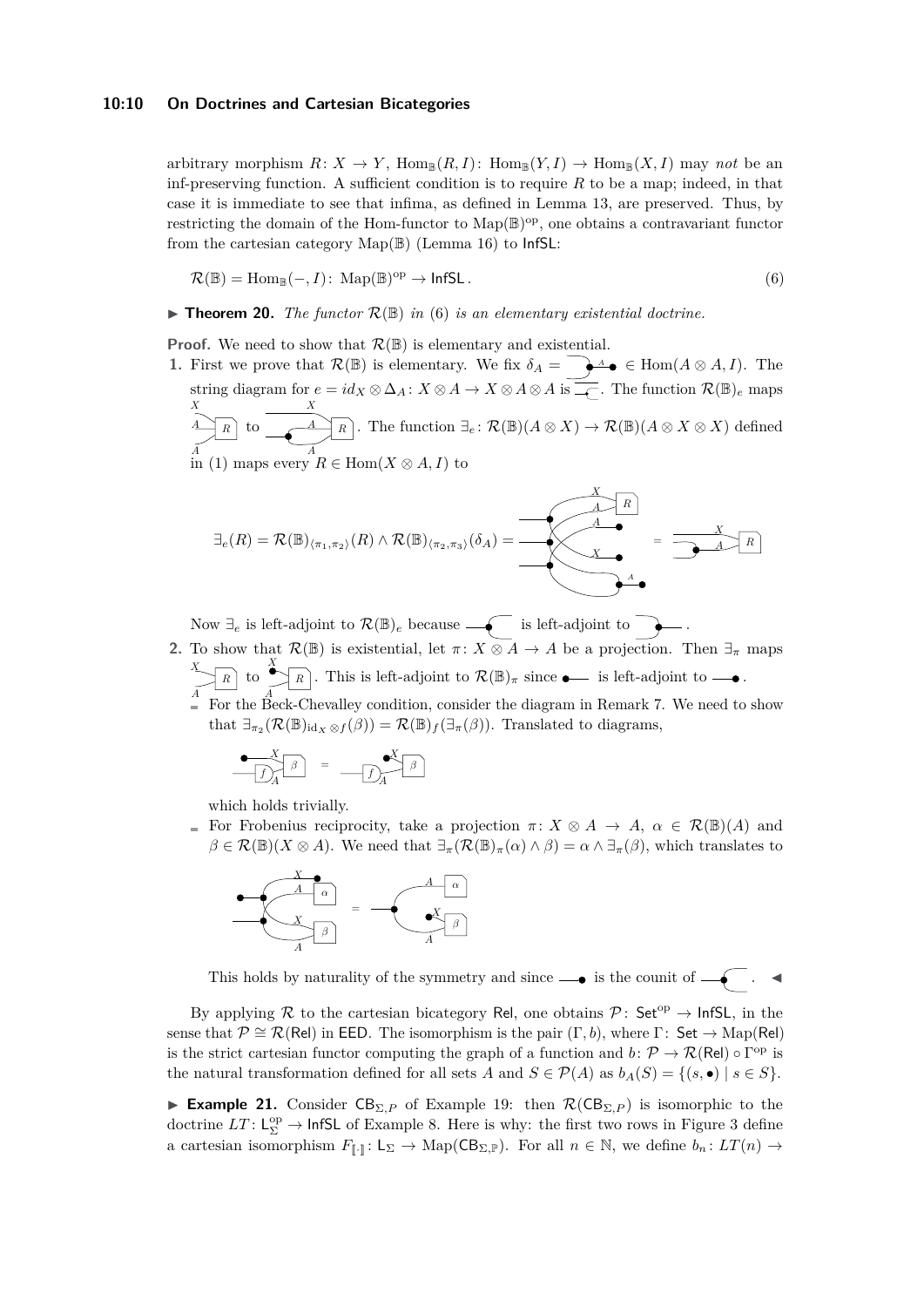arbitrary morphism $R\colon X \to Y$, $\mathrm{Hom}_{\mathbb{B}}(R, I)\colon \mathrm{Hom}_{\mathbb{B}}(Y, I) \to \mathrm{Hom}_{\mathbb{B}}(X, I)$ may *not* be an inf-preserving function. A sufficient condition is to require $R$ to be a map; indeed, in that case it is immediate to see that infima, as defined in Lemma 13, are preserved. Thus, by restricting the domain of the Hom-functor to $\mathrm{Map}(\mathbb{B})^{\mathrm{op}}$, one obtains a contravariant functor from the cartesian category $\mathrm{Map}(\mathbb{B})$ (Lemma 16) to $\mathsf{InfSL}$:

$$\mathcal{R}(\mathbb{B}) = \mathrm{Hom}_{\mathbb{B}}(-, I)\colon \mathrm{Map}(\mathbb{B})^{\mathrm{op}} \to \mathsf{InfSL}\,. \tag{6}$$

▶ **Theorem 20.** *The functor $\mathcal{R}(\mathbb{B})$ in (6) is an elementary existential doctrine.*

**Proof.** We need to show that $\mathcal{R}(\mathbb{B})$ is elementary and existential.

1. First we prove that $\mathcal{R}(\mathbb{B})$ is elementary. We fix $\delta_A = $ [diagram] $\in \mathrm{Hom}(A \otimes A, I)$. The string diagram for $e = id_X \otimes \Delta_A\colon X \otimes A \to X \otimes A \otimes A$ is [diagram]. The function $\mathcal{R}(\mathbb{B})_e$ maps [diagram] to [diagram]. The function $\exists_e\colon \mathcal{R}(\mathbb{B})(A \otimes X) \to \mathcal{R}(\mathbb{B})(A \otimes X \otimes X)$ defined in (1) maps every $R \in \mathrm{Hom}(X \otimes A, I)$ to

$$\exists_e(R) = \mathcal{R}(\mathbb{B})_{\langle \pi_1, \pi_2 \rangle}(R) \wedge \mathcal{R}(\mathbb{B})_{\langle \pi_2, \pi_3 \rangle}(\delta_A) = \text{[diagram]} = \text{[diagram]}$$

Now $\exists_e$ is left-adjoint to $\mathcal{R}(\mathbb{B})_e$ because [diagram] is left-adjoint to [diagram].

2. To show that $\mathcal{R}(\mathbb{B})$ is existential, let $\pi\colon X \otimes A \to A$ be a projection. Then $\exists_\pi$ maps [diagram] to [diagram]. This is left-adjoint to $\mathcal{R}(\mathbb{B})_\pi$ since [diagram] is left-adjoint to [diagram].
   - For the Beck-Chevalley condition, consider the diagram in Remark 7. We need to show that $\exists_{\pi_2}(\mathcal{R}(\mathbb{B})_{\mathrm{id}_X \otimes f}(\beta)) = \mathcal{R}(\mathbb{B})_f(\exists_\pi(\beta))$. Translated to diagrams,

     [diagram] = [diagram]

     which holds trivially.
   - For Frobenius reciprocity, take a projection $\pi\colon X \otimes A \to A$, $\alpha \in \mathcal{R}(\mathbb{B})(A)$ and $\beta \in \mathcal{R}(\mathbb{B})(X \otimes A)$. We need that $\exists_\pi(\mathcal{R}(\mathbb{B})_\pi(\alpha) \wedge \beta) = \alpha \wedge \exists_\pi(\beta)$, which translates to

     [diagram] = [diagram]

     This holds by naturality of the symmetry and since [diagram] is the counit of [diagram]. ◀

By applying $\mathcal{R}$ to the cartesian bicategory $\mathsf{Rel}$, one obtains $\mathcal{P}\colon \mathsf{Set}^{\mathrm{op}} \to \mathsf{InfSL}$, in the sense that $\mathcal{P} \cong \mathcal{R}(\mathsf{Rel})$ in $\mathsf{EED}$. The isomorphism is the pair $(\Gamma, b)$, where $\Gamma\colon \mathsf{Set} \to \mathrm{Map}(\mathsf{Rel})$ is the strict cartesian functor computing the graph of a function and $b\colon \mathcal{P} \to \mathcal{R}(\mathsf{Rel}) \circ \Gamma^{\mathrm{op}}$ is the natural transformation defined for all sets $A$ and $S \in \mathcal{P}(A)$ as $b_A(S) = \{(s, \bullet) \mid s \in S\}$.

▶ **Example 21.** Consider $\mathsf{CB}_{\Sigma,P}$ of Example 19: then $\mathcal{R}(\mathsf{CB}_{\Sigma,P})$ is isomorphic to the doctrine $LT\colon \mathsf{L}_\Sigma^{\mathrm{op}} \to \mathsf{InfSL}$ of Example 8. Here is why: the first two rows in Figure 3 define a cartesian isomorphism $F_{[\![\cdot]\!]}\colon \mathsf{L}_\Sigma \to \mathrm{Map}(\mathsf{CB}_{\Sigma,\mathbb{P}})$. For all $n \in \mathbb{N}$, we define $b_n\colon LT(n) \to$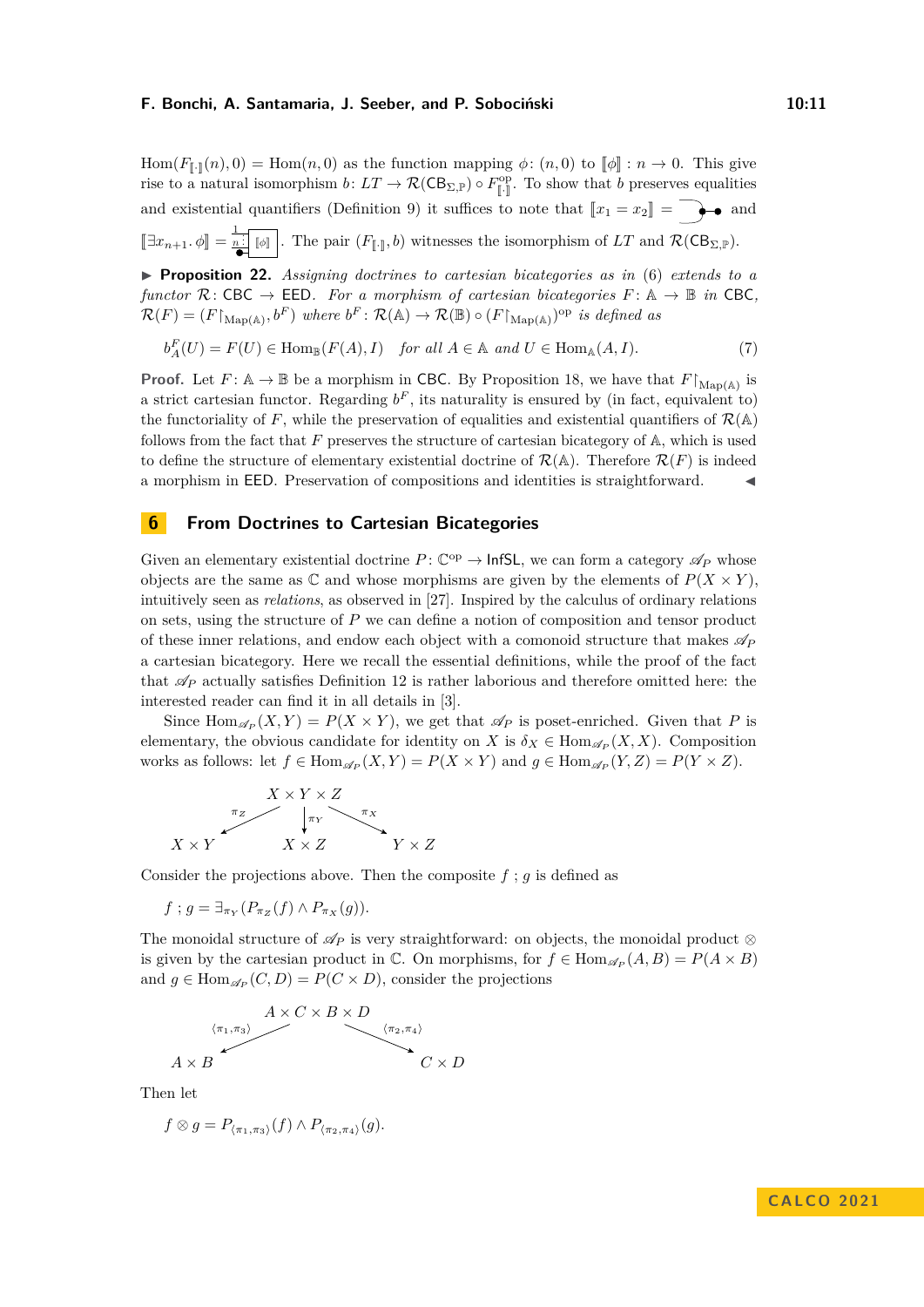$\mathrm{Hom}(F_{[\![\cdot]\!]}(n), 0) = \mathrm{Hom}(n, 0)$ as the function mapping $\phi\colon (n, 0)$ to $[\![\phi]\!] : n \to 0$. This give rise to a natural isomorphism $b\colon LT \to \mathcal{R}(\mathsf{CB}_{\Sigma,\mathbb{P}}) \circ F^{\mathrm{op}}_{[\![\cdot]\!]}$. To show that $b$ preserves equalities and existential quantifiers (Definition 9) it suffices to note that $[\![x_1 = x_2]\!] =$ (diagram) and $[\![\exists x_{n+1}.\, \phi]\!] =$ (diagram). The pair $(F_{[\![\cdot]\!]}, b)$ witnesses the isomorphism of $LT$ and $\mathcal{R}(\mathsf{CB}_{\Sigma,\mathbb{P}})$.

▶ **Proposition 22.** *Assigning doctrines to cartesian bicategories as in* (6) *extends to a functor* $\mathcal{R}\colon \mathsf{CBC} \to \mathsf{EED}$*. For a morphism of cartesian bicategories* $F\colon \mathbb{A} \to \mathbb{B}$ *in* $\mathsf{CBC}$*,* $\mathcal{R}(F) = (F{\restriction_{\mathrm{Map}(\mathbb{A})}}, b^F)$ *where* $b^F\colon \mathcal{R}(\mathbb{A}) \to \mathcal{R}(\mathbb{B}) \circ (F{\restriction_{\mathrm{Map}(\mathbb{A})}})^{\mathrm{op}}$ *is defined as*

$$b^F_A(U) = F(U) \in \mathrm{Hom}_{\mathbb{B}}(F(A), I) \quad \text{for all } A \in \mathbb{A} \text{ and } U \in \mathrm{Hom}_{\mathbb{A}}(A, I). \tag{7}$$

**Proof.** Let $F\colon \mathbb{A} \to \mathbb{B}$ be a morphism in $\mathsf{CBC}$. By Proposition 18, we have that $F{\restriction_{\mathrm{Map}(\mathbb{A})}}$ is a strict cartesian functor. Regarding $b^F$, its naturality is ensured by (in fact, equivalent to) the functoriality of $F$, while the preservation of equalities and existential quantifiers of $\mathcal{R}(\mathbb{A})$ follows from the fact that $F$ preserves the structure of cartesian bicategory of $\mathbb{A}$, which is used to define the structure of elementary existential doctrine of $\mathcal{R}(\mathbb{A})$. Therefore $\mathcal{R}(F)$ is indeed a morphism in $\mathsf{EED}$. Preservation of compositions and identities is straightforward. ◀

## 6 From Doctrines to Cartesian Bicategories

Given an elementary existential doctrine $P\colon \mathbb{C}^{\mathrm{op}} \to \mathsf{InfSL}$, we can form a category $\mathscr{A}_P$ whose objects are the same as $\mathbb{C}$ and whose morphisms are given by the elements of $P(X \times Y)$, intuitively seen as *relations*, as observed in [27]. Inspired by the calculus of ordinary relations on sets, using the structure of $P$ we can define a notion of composition and tensor product of these inner relations, and endow each object with a comonoid structure that makes $\mathscr{A}_P$ a cartesian bicategory. Here we recall the essential definitions, while the proof of the fact that $\mathscr{A}_P$ actually satisfies Definition 12 is rather laborious and therefore omitted here: the interested reader can find it in all details in [3].

Since $\mathrm{Hom}_{\mathscr{A}_P}(X, Y) = P(X \times Y)$, we get that $\mathscr{A}_P$ is poset-enriched. Given that $P$ is elementary, the obvious candidate for identity on $X$ is $\delta_X \in \mathrm{Hom}_{\mathscr{A}_P}(X, X)$. Composition works as follows: let $f \in \mathrm{Hom}_{\mathscr{A}_P}(X, Y) = P(X \times Y)$ and $g \in \mathrm{Hom}_{\mathscr{A}_P}(Y, Z) = P(Y \times Z)$.

$$X \times Y \xleftarrow{\ \pi_Z\ } X \times Y \times Z \xrightarrow{\ \pi_X\ } Y \times Z, \qquad X \times Y \times Z \xrightarrow{\ \pi_Y\ } X \times Z$$

Consider the projections above. Then the composite $f \mathbin{;} g$ is defined as

$$f \mathbin{;} g = \exists_{\pi_Y}(P_{\pi_Z}(f) \wedge P_{\pi_X}(g)).$$

The monoidal structure of $\mathscr{A}_P$ is very straightforward: on objects, the monoidal product $\otimes$ is given by the cartesian product in $\mathbb{C}$. On morphisms, for $f \in \mathrm{Hom}_{\mathscr{A}_P}(A, B) = P(A \times B)$ and $g \in \mathrm{Hom}_{\mathscr{A}_P}(C, D) = P(C \times D)$, consider the projections

$$A \times B \xleftarrow{\ \langle \pi_1, \pi_3\rangle\ } A \times C \times B \times D \xrightarrow{\ \langle \pi_2, \pi_4\rangle\ } C \times D$$

Then let

$$f \otimes g = P_{\langle \pi_1, \pi_3\rangle}(f) \wedge P_{\langle \pi_2, \pi_4\rangle}(g).$$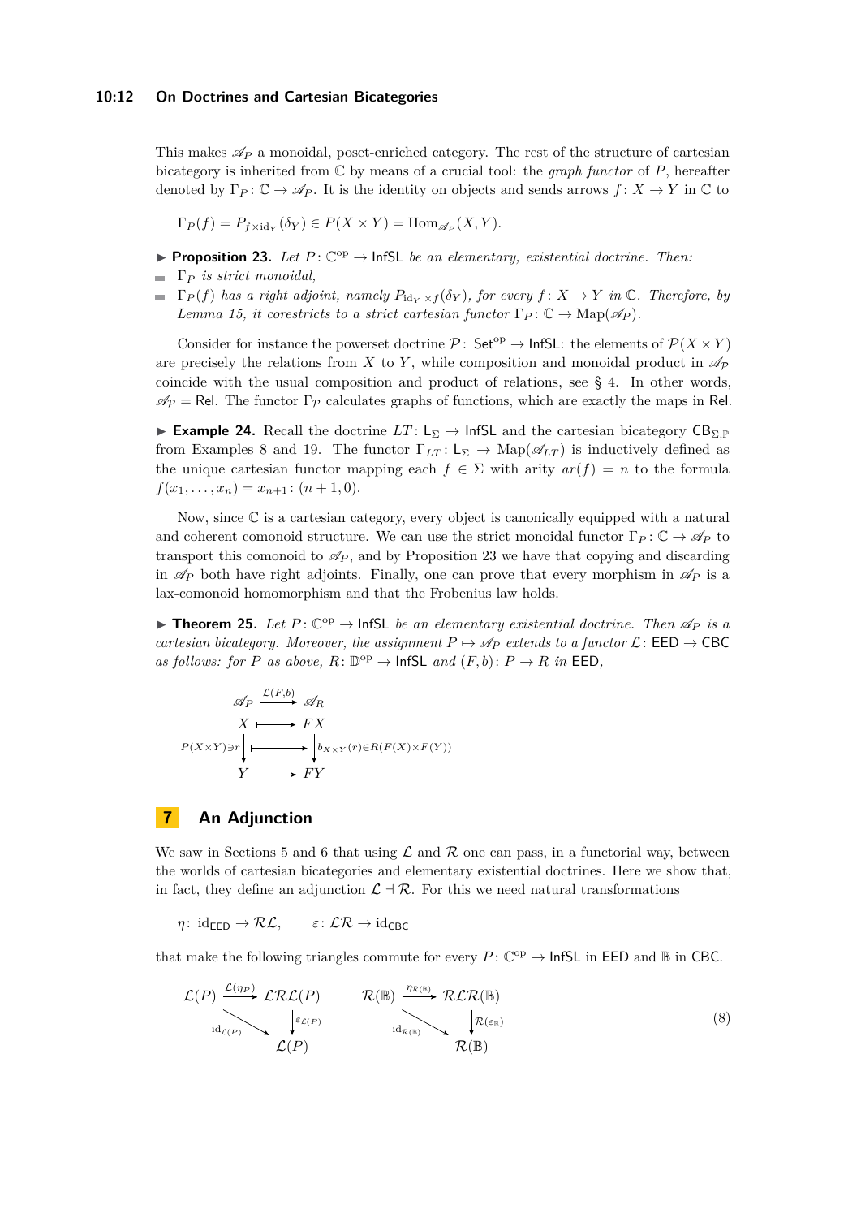This makes $\mathscr{A}_P$ a monoidal, poset-enriched category. The rest of the structure of cartesian bicategory is inherited from $\mathbb{C}$ by means of a crucial tool: the *graph functor* of $P$, hereafter denoted by $\Gamma_P\colon \mathbb{C} \to \mathscr{A}_P$. It is the identity on objects and sends arrows $f\colon X \to Y$ in $\mathbb{C}$ to

$$\Gamma_P(f) = P_{f\times \mathrm{id}_Y}(\delta_Y) \in P(X\times Y) = \mathrm{Hom}_{\mathscr{A}_P}(X, Y).$$

▶ **Proposition 23.** *Let $P\colon \mathbb{C}^{\mathrm{op}} \to \mathsf{InfSL}$ be an elementary, existential doctrine. Then:*

- *$\Gamma_P$ is strict monoidal,*
- *$\Gamma_P(f)$ has a right adjoint, namely $P_{\mathrm{id}_Y\times f}(\delta_Y)$, for every $f\colon X\to Y$ in $\mathbb{C}$. Therefore, by Lemma 15, it corestricts to a strict cartesian functor $\Gamma_P\colon \mathbb{C} \to \mathrm{Map}(\mathscr{A}_P)$.*

Consider for instance the powerset doctrine $\mathcal{P}\colon \mathsf{Set}^{\mathrm{op}} \to \mathsf{InfSL}$: the elements of $\mathcal{P}(X\times Y)$ are precisely the relations from $X$ to $Y$, while composition and monoidal product in $\mathscr{A}_{\mathcal{P}}$ coincide with the usual composition and product of relations, see § 4. In other words, $\mathscr{A}_{\mathcal{P}} = \mathsf{Rel}$. The functor $\Gamma_{\mathcal{P}}$ calculates graphs of functions, which are exactly the maps in $\mathsf{Rel}$.

▶ **Example 24.** Recall the doctrine $LT\colon \mathsf{L}_\Sigma \to \mathsf{InfSL}$ and the cartesian bicategory $\mathsf{CB}_{\Sigma,\mathbb{P}}$ from Examples 8 and 19. The functor $\Gamma_{LT}\colon \mathsf{L}_\Sigma \to \mathrm{Map}(\mathscr{A}_{LT})$ is inductively defined as the unique cartesian functor mapping each $f\in\Sigma$ with arity $ar(f) = n$ to the formula $f(x_1,\dots,x_n) = x_{n+1}\colon (n+1, 0)$.

Now, since $\mathbb{C}$ is a cartesian category, every object is canonically equipped with a natural and coherent comonoid structure. We can use the strict monoidal functor $\Gamma_P\colon \mathbb{C}\to\mathscr{A}_P$ to transport this comonoid to $\mathscr{A}_P$, and by Proposition 23 we have that copying and discarding in $\mathscr{A}_P$ both have right adjoints. Finally, one can prove that every morphism in $\mathscr{A}_P$ is a lax-comonoid homomorphism and that the Frobenius law holds.

▶ **Theorem 25.** *Let $P\colon \mathbb{C}^{\mathrm{op}} \to \mathsf{InfSL}$ be an elementary existential doctrine. Then $\mathscr{A}_P$ is a cartesian bicategory. Moreover, the assignment $P \mapsto \mathscr{A}_P$ extends to a functor $\mathcal{L}\colon \mathsf{EED} \to \mathsf{CBC}$ as follows: for $P$ as above, $R\colon \mathbb{D}^{\mathrm{op}} \to \mathsf{InfSL}$ and $(F, b)\colon P \to R$ in $\mathsf{EED}$,*

$$\begin{array}{ccc}
\mathscr{A}_P & \xrightarrow{\mathcal{L}(F,b)} & \mathscr{A}_R \\
X & \longmapsto & FX \\
P(X\times Y)\ni r \big\downarrow & \longmapsto & \big\downarrow b_{X\times Y}(r) \in R(F(X)\times F(Y)) \\
Y & \longmapsto & FY
\end{array}$$

# 7 An Adjunction

We saw in Sections 5 and 6 that using $\mathcal{L}$ and $\mathcal{R}$ one can pass, in a functorial way, between the worlds of cartesian bicategories and elementary existential doctrines. Here we show that, in fact, they define an adjunction $\mathcal{L} \dashv \mathcal{R}$. For this we need natural transformations

$$\eta\colon \mathrm{id}_{\mathsf{EED}} \to \mathcal{R}\mathcal{L}, \qquad \varepsilon\colon \mathcal{L}\mathcal{R} \to \mathrm{id}_{\mathsf{CBC}}$$

that make the following triangles commute for every $P\colon \mathbb{C}^{\mathrm{op}} \to \mathsf{InfSL}$ in $\mathsf{EED}$ and $\mathbb{B}$ in $\mathsf{CBC}$.

$$\begin{array}{ccc}
\mathcal{L}(P) & \xrightarrow{\mathcal{L}(\eta_P)} & \mathcal{L}\mathcal{R}\mathcal{L}(P) \\
& {\scriptstyle \mathrm{id}_{\mathcal{L}(P)}} \searrow & \big\downarrow {\scriptstyle \varepsilon_{\mathcal{L}(P)}} \\
& & \mathcal{L}(P)
\end{array}
\qquad
\begin{array}{ccc}
\mathcal{R}(\mathbb{B}) & \xrightarrow{\eta_{\mathcal{R}(\mathbb{B})}} & \mathcal{R}\mathcal{L}\mathcal{R}(\mathbb{B}) \\
& {\scriptstyle \mathrm{id}_{\mathcal{R}(\mathbb{B})}} \searrow & \big\downarrow {\scriptstyle \mathcal{R}(\varepsilon_{\mathbb{B}})} \\
& & \mathcal{R}(\mathbb{B})
\end{array}
\tag{8}$$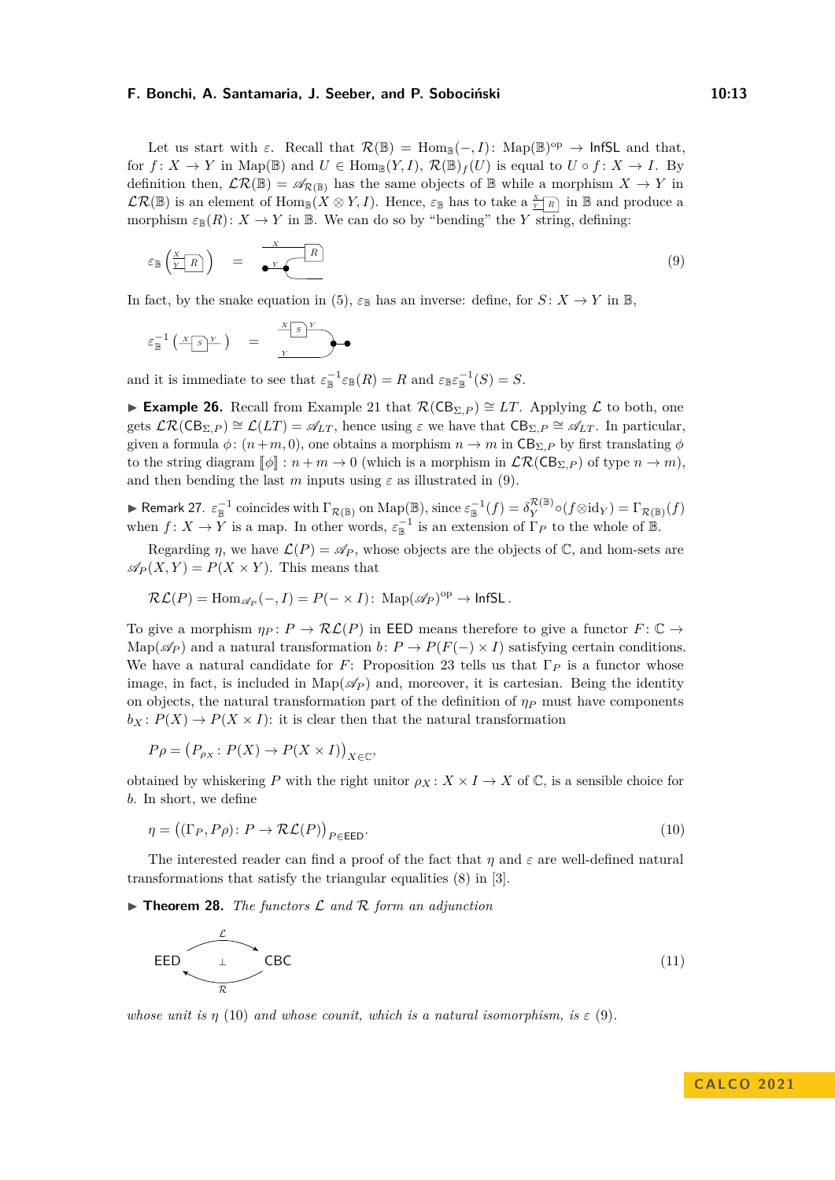Let us start with $\varepsilon$. Recall that $\mathcal{R}(\mathbb{B}) = \mathrm{Hom}_{\mathbb{B}}(-, I) \colon \mathrm{Map}(\mathbb{B})^{\mathrm{op}} \to \mathsf{InfSL}$ and that, for $f \colon X \to Y$ in $\mathrm{Map}(\mathbb{B})$ and $U \in \mathrm{Hom}_{\mathbb{B}}(Y, I)$, $\mathcal{R}(\mathbb{B})_f(U)$ is equal to $U \circ f \colon X \to I$. By definition then, $\mathcal{LR}(\mathbb{B}) = \mathscr{A}_{\mathcal{R}(\mathbb{B})}$ has the same objects of $\mathbb{B}$ while a morphism $X \to Y$ in $\mathcal{LR}(\mathbb{B})$ is an element of $\mathrm{Hom}_{\mathbb{B}}(X \otimes Y, I)$. Hence, $\varepsilon_{\mathbb{B}}$ has to take a $\frac{X}{Y}\boxed{R}$ in $\mathbb{B}$ and produce a morphism $\varepsilon_{\mathbb{B}}(R) \colon X \to Y$ in $\mathbb{B}$. We can do so by "bending" the $Y$ string, defining:

$$\varepsilon_{\mathbb{B}}\left(\frac{X}{Y}\boxed{R}\right) \quad = \quad [\text{string diagram}] \tag{9}$$

In fact, by the snake equation in (5), $\varepsilon_{\mathbb{B}}$ has an inverse: define, for $S \colon X \to Y$ in $\mathbb{B}$,

$$\varepsilon_{\mathbb{B}}^{-1}\left(\,{}^{X}\boxed{S}^{Y}\,\right) \quad = \quad [\text{string diagram}]$$

and it is immediate to see that $\varepsilon_{\mathbb{B}}^{-1}\varepsilon_{\mathbb{B}}(R) = R$ and $\varepsilon_{\mathbb{B}}\varepsilon_{\mathbb{B}}^{-1}(S) = S$.

▶ **Example 26.** Recall from Example 21 that $\mathcal{R}(\mathsf{CB}_{\Sigma,P}) \cong LT$. Applying $\mathcal{L}$ to both, one gets $\mathcal{LR}(\mathsf{CB}_{\Sigma,P}) \cong \mathcal{L}(LT) = \mathscr{A}_{LT}$, hence using $\varepsilon$ we have that $\mathsf{CB}_{\Sigma,P} \cong \mathscr{A}_{LT}$. In particular, given a formula $\phi \colon (n+m, 0)$, one obtains a morphism $n \to m$ in $\mathsf{CB}_{\Sigma,P}$ by first translating $\phi$ to the string diagram $[\![\phi]\!] \colon n+m \to 0$ (which is a morphism in $\mathcal{LR}(\mathsf{CB}_{\Sigma,P})$ of type $n \to m$), and then bending the last $m$ inputs using $\varepsilon$ as illustrated in (9).

▶ Remark 27. $\varepsilon_{\mathbb{B}}^{-1}$ coincides with $\Gamma_{\mathcal{R}(\mathbb{B})}$ on $\mathrm{Map}(\mathbb{B})$, since $\varepsilon_{\mathbb{B}}^{-1}(f) = \delta_Y^{\mathcal{R}(\mathbb{B})} \circ (f \otimes \mathrm{id}_Y) = \Gamma_{\mathcal{R}(\mathbb{B})}(f)$ when $f \colon X \to Y$ is a map. In other words, $\varepsilon_{\mathbb{B}}^{-1}$ is an extension of $\Gamma_P$ to the whole of $\mathbb{B}$.

Regarding $\eta$, we have $\mathcal{L}(P) = \mathscr{A}_P$, whose objects are the objects of $\mathbb{C}$, and hom-sets are $\mathscr{A}_P(X, Y) = P(X \times Y)$. This means that

$$\mathcal{RL}(P) = \mathrm{Hom}_{\mathscr{A}_P}(-, I) = P(- \times I) \colon \mathrm{Map}(\mathscr{A}_P)^{\mathrm{op}} \to \mathsf{InfSL}\,.$$

To give a morphism $\eta_P \colon P \to \mathcal{RL}(P)$ in $\mathsf{EED}$ means therefore to give a functor $F \colon \mathbb{C} \to \mathrm{Map}(\mathscr{A}_P)$ and a natural transformation $b \colon P \to P(F(-) \times I)$ satisfying certain conditions. We have a natural candidate for $F$: Proposition 23 tells us that $\Gamma_P$ is a functor whose image, in fact, is included in $\mathrm{Map}(\mathscr{A}_P)$ and, moreover, it is cartesian. Being the identity on objects, the natural transformation part of the definition of $\eta_P$ must have components $b_X \colon P(X) \to P(X \times I)$: it is clear then that the natural transformation

$$P\rho = \left(P_{\rho_X} \colon P(X) \to P(X \times I)\right)_{X \in \mathbb{C}},$$

obtained by whiskering $P$ with the right unitor $\rho_X \colon X \times I \to X$ of $\mathbb{C}$, is a sensible choice for $b$. In short, we define

$$\eta = \left((\Gamma_P, P\rho) \colon P \to \mathcal{RL}(P)\right)_{P \in \mathsf{EED}}. \tag{10}$$

The interested reader can find a proof of the fact that $\eta$ and $\varepsilon$ are well-defined natural transformations that satisfy the triangular equalities (8) in [3].

▶ **Theorem 28.** *The functors $\mathcal{L}$ and $\mathcal{R}$ form an adjunction*

$$\mathsf{EED} \underset{\mathcal{R}}{\overset{\mathcal{L}}{\rightleftarrows}} \mathsf{CBC} \quad (\mathcal{L} \dashv \mathcal{R}) \tag{11}$$

*whose unit is $\eta$ (10) and whose counit, which is a natural isomorphism, is $\varepsilon$ (9).*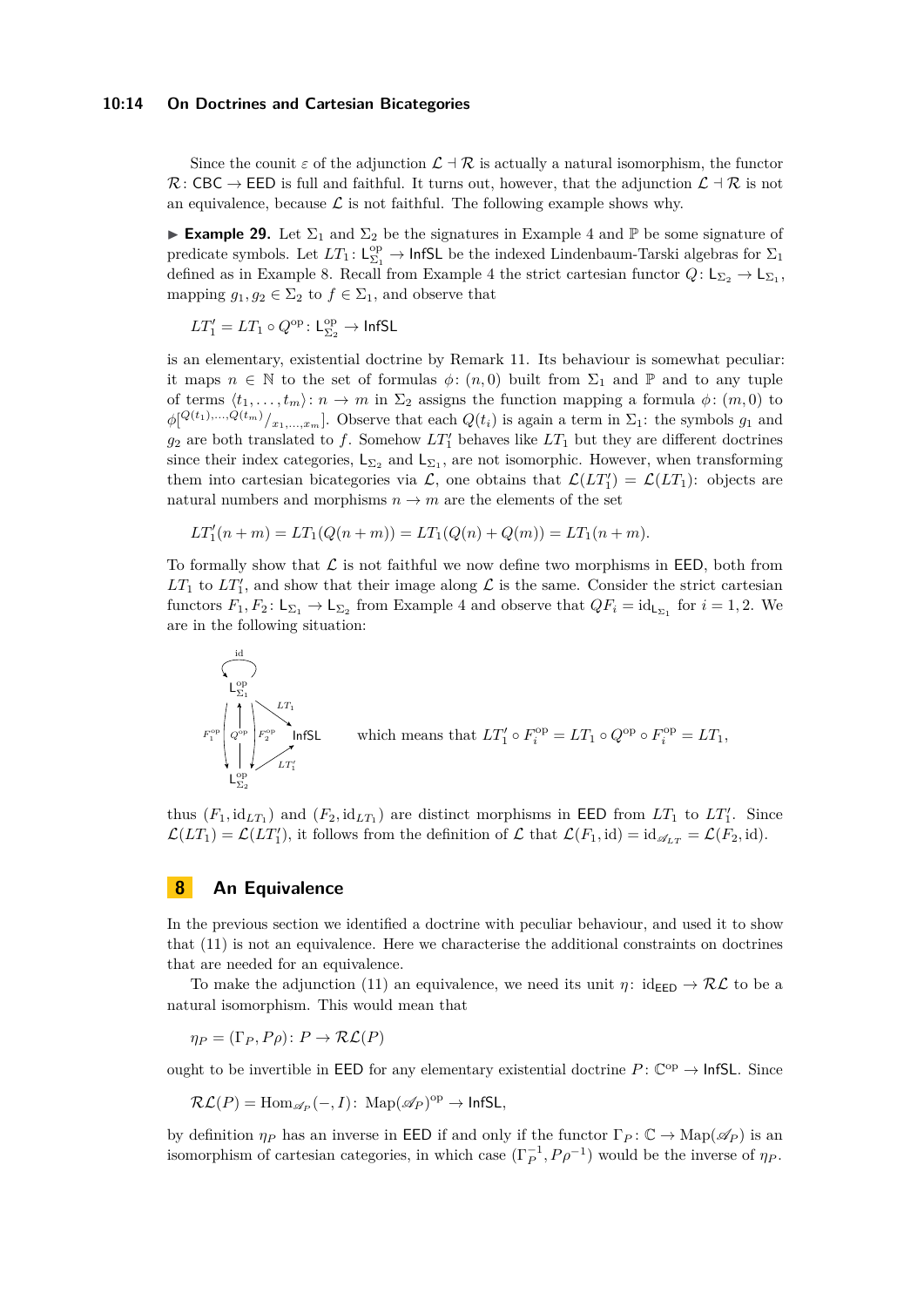Since the counit $\varepsilon$ of the adjunction $\mathcal{L} \dashv \mathcal{R}$ is actually a natural isomorphism, the functor $\mathcal{R}\colon \mathsf{CBC} \to \mathsf{EED}$ is full and faithful. It turns out, however, that the adjunction $\mathcal{L} \dashv \mathcal{R}$ is not an equivalence, because $\mathcal{L}$ is not faithful. The following example shows why.

▶ **Example 29.** Let $\Sigma_1$ and $\Sigma_2$ be the signatures in Example 4 and $\mathbb{P}$ be some signature of predicate symbols. Let $LT_1\colon \mathsf{L}_{\Sigma_1}^{\mathrm{op}} \to \mathsf{InfSL}$ be the indexed Lindenbaum-Tarski algebras for $\Sigma_1$ defined as in Example 8. Recall from Example 4 the strict cartesian functor $Q\colon \mathsf{L}_{\Sigma_2} \to \mathsf{L}_{\Sigma_1}$, mapping $g_1, g_2 \in \Sigma_2$ to $f \in \Sigma_1$, and observe that

$$LT_1' = LT_1 \circ Q^{\mathrm{op}}\colon \mathsf{L}_{\Sigma_2}^{\mathrm{op}} \to \mathsf{InfSL}$$

is an elementary, existential doctrine by Remark 11. Its behaviour is somewhat peculiar: it maps $n \in \mathbb{N}$ to the set of formulas $\phi\colon (n, 0)$ built from $\Sigma_1$ and $\mathbb{P}$ and to any tuple of terms $\langle t_1, \ldots, t_m\rangle\colon n \to m$ in $\Sigma_2$ assigns the function mapping a formula $\phi\colon (m, 0)$ to $\phi[^{Q(t_1),\ldots,Q(t_m)}/_{x_1,\ldots,x_m}]$. Observe that each $Q(t_i)$ is again a term in $\Sigma_1$: the symbols $g_1$ and $g_2$ are both translated to $f$. Somehow $LT_1'$ behaves like $LT_1$ but they are different doctrines since their index categories, $\mathsf{L}_{\Sigma_2}$ and $\mathsf{L}_{\Sigma_1}$, are not isomorphic. However, when transforming them into cartesian bicategories via $\mathcal{L}$, one obtains that $\mathcal{L}(LT_1') = \mathcal{L}(LT_1)$: objects are natural numbers and morphisms $n \to m$ are the elements of the set

$$LT_1'(n + m) = LT_1(Q(n + m)) = LT_1(Q(n) + Q(m)) = LT_1(n + m).$$

To formally show that $\mathcal{L}$ is not faithful we now define two morphisms in $\mathsf{EED}$, both from $LT_1$ to $LT_1'$, and show that their image along $\mathcal{L}$ is the same. Consider the strict cartesian functors $F_1, F_2\colon \mathsf{L}_{\Sigma_1} \to \mathsf{L}_{\Sigma_2}$ from Example 4 and observe that $QF_i = \mathrm{id}_{\mathsf{L}_{\Sigma_1}}$ for $i = 1, 2$. We are in the following situation:

$$\begin{array}{c}\mathsf{L}_{\Sigma_1}^{\mathrm{op}} \circlearrowleft \mathrm{id} \\ F_1^{\mathrm{op}} \downarrow \; \uparrow Q^{\mathrm{op}} \; \downarrow F_2^{\mathrm{op}} \quad \searrow^{LT_1} \; \mathsf{InfSL} \; \nearrow_{LT_1'} \\ \mathsf{L}_{\Sigma_2}^{\mathrm{op}}\end{array}$$

which means that $LT_1' \circ F_i^{\mathrm{op}} = LT_1 \circ Q^{\mathrm{op}} \circ F_i^{\mathrm{op}} = LT_1$,

thus $(F_1, \mathrm{id}_{LT_1})$ and $(F_2, \mathrm{id}_{LT_1})$ are distinct morphisms in $\mathsf{EED}$ from $LT_1$ to $LT_1'$. Since $\mathcal{L}(LT_1) = \mathcal{L}(LT_1')$, it follows from the definition of $\mathcal{L}$ that $\mathcal{L}(F_1, \mathrm{id}) = \mathrm{id}_{\mathscr{A}_{LT}} = \mathcal{L}(F_2, \mathrm{id})$.

## 8 An Equivalence

In the previous section we identified a doctrine with peculiar behaviour, and used it to show that (11) is not an equivalence. Here we characterise the additional constraints on doctrines that are needed for an equivalence.

To make the adjunction (11) an equivalence, we need its unit $\eta\colon \mathrm{id}_{\mathsf{EED}} \to \mathcal{R}\mathcal{L}$ to be a natural isomorphism. This would mean that

$$\eta_P = (\Gamma_P, P\rho)\colon P \to \mathcal{R}\mathcal{L}(P)$$

ought to be invertible in $\mathsf{EED}$ for any elementary existential doctrine $P\colon \mathbb{C}^{\mathrm{op}} \to \mathsf{InfSL}$. Since

$$\mathcal{R}\mathcal{L}(P) = \mathrm{Hom}_{\mathscr{A}_P}(-, I)\colon \mathrm{Map}(\mathscr{A}_P)^{\mathrm{op}} \to \mathsf{InfSL},$$

by definition $\eta_P$ has an inverse in $\mathsf{EED}$ if and only if the functor $\Gamma_P\colon \mathbb{C} \to \mathrm{Map}(\mathscr{A}_P)$ is an isomorphism of cartesian categories, in which case $(\Gamma_P^{-1}, P\rho^{-1})$ would be the inverse of $\eta_P$.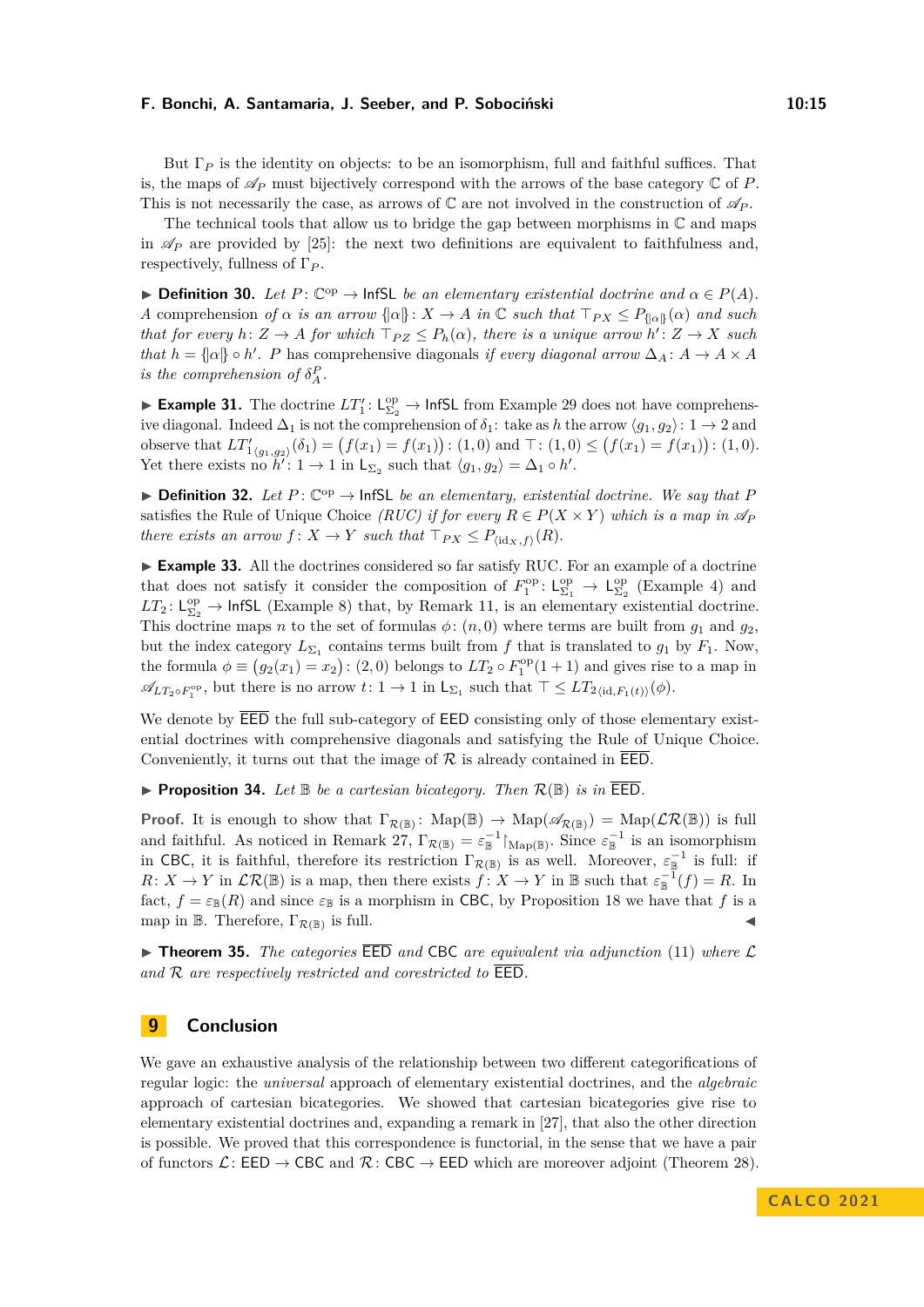But $\Gamma_P$ is the identity on objects: to be an isomorphism, full and faithful suffices. That is, the maps of $\mathscr{A}_P$ must bijectively correspond with the arrows of the base category $\mathbb{C}$ of $P$. This is not necessarily the case, as arrows of $\mathbb{C}$ are not involved in the construction of $\mathscr{A}_P$.

The technical tools that allow us to bridge the gap between morphisms in $\mathbb{C}$ and maps in $\mathscr{A}_P$ are provided by [25]: the next two definitions are equivalent to faithfulness and, respectively, fullness of $\Gamma_P$.

▶ **Definition 30.** *Let $P\colon \mathbb{C}^{\mathrm{op}} \to \mathsf{InfSL}$ be an elementary existential doctrine and $\alpha \in P(A)$. A* comprehension *of $\alpha$ is an arrow $\{\!|\alpha|\!\}\colon X \to A$ in $\mathbb{C}$ such that $\top_{PX} \leq P_{\{\!|\alpha|\!\}}(\alpha)$ and such that for every $h\colon Z \to A$ for which $\top_{PZ} \leq P_h(\alpha)$, there is a unique arrow $h'\colon Z \to X$ such that $h = \{\!|\alpha|\!\} \circ h'$. $P$* has comprehensive diagonals *if every diagonal arrow $\Delta_A\colon A \to A \times A$ is the comprehension of $\delta_A^P$.*

▶ **Example 31.** The doctrine $LT_1'\colon \mathsf{L}_{\Sigma_2}^{\mathrm{op}} \to \mathsf{InfSL}$ from Example 29 does not have comprehensive diagonal. Indeed $\Delta_1$ is not the comprehension of $\delta_1$: take as $h$ the arrow $\langle g_1, g_2\rangle\colon 1 \to 2$ and observe that $LT'_{1\langle g_1,g_2\rangle}(\delta_1) = (f(x_1) = f(x_1))\colon (1,0)$ and $\top\colon (1,0) \leq (f(x_1) = f(x_1))\colon (1,0)$. Yet there exists no $h'\colon 1 \to 1$ in $\mathsf{L}_{\Sigma_2}$ such that $\langle g_1, g_2\rangle = \Delta_1 \circ h'$.

▶ **Definition 32.** *Let $P\colon \mathbb{C}^{\mathrm{op}} \to \mathsf{InfSL}$ be an elementary, existential doctrine. We say that $P$* satisfies the Rule of Unique Choice *(RUC) if for every $R \in P(X \times Y)$ which is a map in $\mathscr{A}_P$ there exists an arrow $f\colon X \to Y$ such that $\top_{PX} \leq P_{\langle \mathrm{id}_X, f\rangle}(R)$.*

▶ **Example 33.** All the doctrines considered so far satisfy RUC. For an example of a doctrine that does not satisfy it consider the composition of $F_1^{\mathrm{op}}\colon \mathsf{L}_{\Sigma_1}^{\mathrm{op}} \to \mathsf{L}_{\Sigma_2}^{\mathrm{op}}$ (Example 4) and $LT_2\colon \mathsf{L}_{\Sigma_2}^{\mathrm{op}} \to \mathsf{InfSL}$ (Example 8) that, by Remark 11, is an elementary existential doctrine. This doctrine maps $n$ to the set of formulas $\phi\colon (n,0)$ where terms are built from $g_1$ and $g_2$, but the index category $L_{\Sigma_1}$ contains terms built from $f$ that is translated to $g_1$ by $F_1$. Now, the formula $\phi \equiv (g_2(x_1) = x_2)\colon (2,0)$ belongs to $LT_2 \circ F_1^{\mathrm{op}}(1+1)$ and gives rise to a map in $\mathscr{A}_{LT_2 \circ F_1^{\mathrm{op}}}$, but there is no arrow $t\colon 1 \to 1$ in $\mathsf{L}_{\Sigma_1}$ such that $\top \leq LT_{2\langle \mathrm{id}, F_1(t)\rangle}(\phi)$.

We denote by $\overline{\mathsf{EED}}$ the full sub-category of $\mathsf{EED}$ consisting only of those elementary existential doctrines with comprehensive diagonals and satisfying the Rule of Unique Choice. Conveniently, it turns out that the image of $\mathcal{R}$ is already contained in $\overline{\mathsf{EED}}$.

▶ **Proposition 34.** *Let $\mathbb{B}$ be a cartesian bicategory. Then $\mathcal{R}(\mathbb{B})$ is in $\overline{\mathsf{EED}}$.*

**Proof.** It is enough to show that $\Gamma_{\mathcal{R}(\mathbb{B})}\colon \mathrm{Map}(\mathbb{B}) \to \mathrm{Map}(\mathscr{A}_{\mathcal{R}(\mathbb{B})}) = \mathrm{Map}(\mathcal{LR}(\mathbb{B}))$ is full and faithful. As noticed in Remark 27, $\Gamma_{\mathcal{R}(\mathbb{B})} = \varepsilon_{\mathbb{B}}^{-1}{\restriction}_{\mathrm{Map}(\mathbb{B})}$. Since $\varepsilon_{\mathbb{B}}^{-1}$ is an isomorphism in $\mathsf{CBC}$, it is faithful, therefore its restriction $\Gamma_{\mathcal{R}(\mathbb{B})}$ is as well. Moreover, $\varepsilon_{\mathbb{B}}^{-1}$ is full: if $R\colon X \to Y$ in $\mathcal{LR}(\mathbb{B})$ is a map, then there exists $f\colon X \to Y$ in $\mathbb{B}$ such that $\varepsilon_{\mathbb{B}}^{-1}(f) = R$. In fact, $f = \varepsilon_{\mathbb{B}}(R)$ and since $\varepsilon_{\mathbb{B}}$ is a morphism in $\mathsf{CBC}$, by Proposition 18 we have that $f$ is a map in $\mathbb{B}$. Therefore, $\Gamma_{\mathcal{R}(\mathbb{B})}$ is full. ◀

▶ **Theorem 35.** *The categories $\overline{\mathsf{EED}}$ and $\mathsf{CBC}$ are equivalent via adjunction (11) where $\mathcal{L}$ and $\mathcal{R}$ are respectively restricted and corestricted to $\overline{\mathsf{EED}}$.*

## 9 Conclusion

We gave an exhaustive analysis of the relationship between two different categorifications of regular logic: the *universal* approach of elementary existential doctrines, and the *algebraic* approach of cartesian bicategories. We showed that cartesian bicategories give rise to elementary existential doctrines and, expanding a remark in [27], that also the other direction is possible. We proved that this correspondence is functorial, in the sense that we have a pair of functors $\mathcal{L}\colon \mathsf{EED} \to \mathsf{CBC}$ and $\mathcal{R}\colon \mathsf{CBC} \to \mathsf{EED}$ which are moreover adjoint (Theorem 28).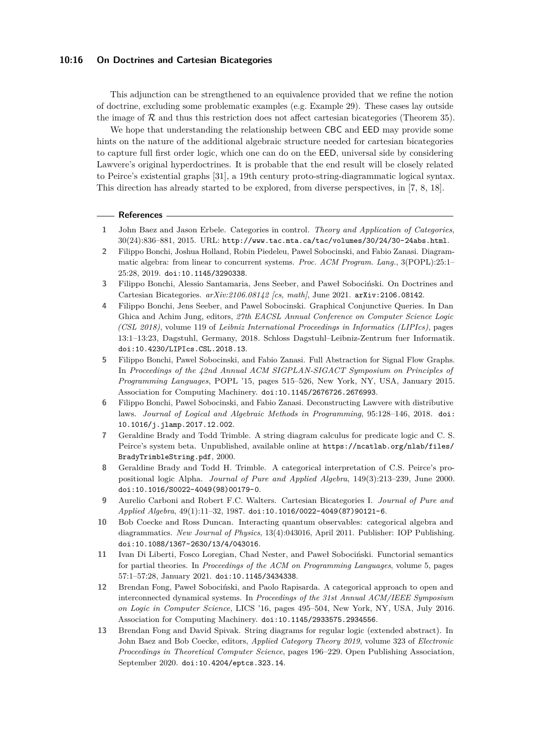This adjunction can be strengthened to an equivalence provided that we refine the notion of doctrine, excluding some problematic examples (e.g. Example 29). These cases lay outside the image of $\mathcal{R}$ and thus this restriction does not affect cartesian bicategories (Theorem 35).

We hope that understanding the relationship between CBC and EED may provide some hints on the nature of the additional algebraic structure needed for cartesian bicategories to capture full first order logic, which one can do on the EED, universal side by considering Lawvere's original hyperdoctrines. It is probable that the end result will be closely related to Peirce's existential graphs [31], a 19th century proto-string-diagrammatic logical syntax. This direction has already started to be explored, from diverse perspectives, in [7, 8, 18].

## References

1. John Baez and Jason Erbele. Categories in control. *Theory and Application of Categories*, 30(24):836–881, 2015. URL: http://www.tac.mta.ca/tac/volumes/30/24/30-24abs.html.
2. Filippo Bonchi, Joshua Holland, Robin Piedeleu, Pawel Sobocinski, and Fabio Zanasi. Diagrammatic algebra: from linear to concurrent systems. *Proc. ACM Program. Lang.*, 3(POPL):25:1–25:28, 2019. doi:10.1145/3290338.
3. Filippo Bonchi, Alessio Santamaria, Jens Seeber, and Paweł Sobociński. On Doctrines and Cartesian Bicategories. *arXiv:2106.08142 [cs, math]*, June 2021. arXiv:2106.08142.
4. Filippo Bonchi, Jens Seeber, and Pawel Sobocinski. Graphical Conjunctive Queries. In Dan Ghica and Achim Jung, editors, *27th EACSL Annual Conference on Computer Science Logic (CSL 2018)*, volume 119 of *Leibniz International Proceedings in Informatics (LIPIcs)*, pages 13:1–13:23, Dagstuhl, Germany, 2018. Schloss Dagstuhl–Leibniz-Zentrum fuer Informatik. doi:10.4230/LIPIcs.CSL.2018.13.
5. Filippo Bonchi, Pawel Sobocinski, and Fabio Zanasi. Full Abstraction for Signal Flow Graphs. In *Proceedings of the 42nd Annual ACM SIGPLAN-SIGACT Symposium on Principles of Programming Languages*, POPL '15, pages 515–526, New York, NY, USA, January 2015. Association for Computing Machinery. doi:10.1145/2676726.2676993.
6. Filippo Bonchi, Pawel Sobocinski, and Fabio Zanasi. Deconstructing Lawvere with distributive laws. *Journal of Logical and Algebraic Methods in Programming*, 95:128–146, 2018. doi:10.1016/j.jlamp.2017.12.002.
7. Geraldine Brady and Todd Trimble. A string diagram calculus for predicate logic and C. S. Peirce's system beta. Unpublished, available online at https://ncatlab.org/nlab/files/BradyTrimbleString.pdf, 2000.
8. Geraldine Brady and Todd H. Trimble. A categorical interpretation of C.S. Peirce's propositional logic Alpha. *Journal of Pure and Applied Algebra*, 149(3):213–239, June 2000. doi:10.1016/S0022-4049(98)00179-0.
9. Aurelio Carboni and Robert F.C. Walters. Cartesian Bicategories I. *Journal of Pure and Applied Algebra*, 49(1):11–32, 1987. doi:10.1016/0022-4049(87)90121-6.
10. Bob Coecke and Ross Duncan. Interacting quantum observables: categorical algebra and diagrammatics. *New Journal of Physics*, 13(4):043016, April 2011. Publisher: IOP Publishing. doi:10.1088/1367-2630/13/4/043016.
11. Ivan Di Liberti, Fosco Loregian, Chad Nester, and Paweł Sobociński. Functorial semantics for partial theories. In *Proceedings of the ACM on Programming Languages*, volume 5, pages 57:1–57:28, January 2021. doi:10.1145/3434338.
12. Brendan Fong, Paweł Sobociński, and Paolo Rapisarda. A categorical approach to open and interconnected dynamical systems. In *Proceedings of the 31st Annual ACM/IEEE Symposium on Logic in Computer Science*, LICS '16, pages 495–504, New York, NY, USA, July 2016. Association for Computing Machinery. doi:10.1145/2933575.2934556.
13. Brendan Fong and David Spivak. String diagrams for regular logic (extended abstract). In John Baez and Bob Coecke, editors, *Applied Category Theory 2019*, volume 323 of *Electronic Proceedings in Theoretical Computer Science*, pages 196–229. Open Publishing Association, September 2020. doi:10.4204/eptcs.323.14.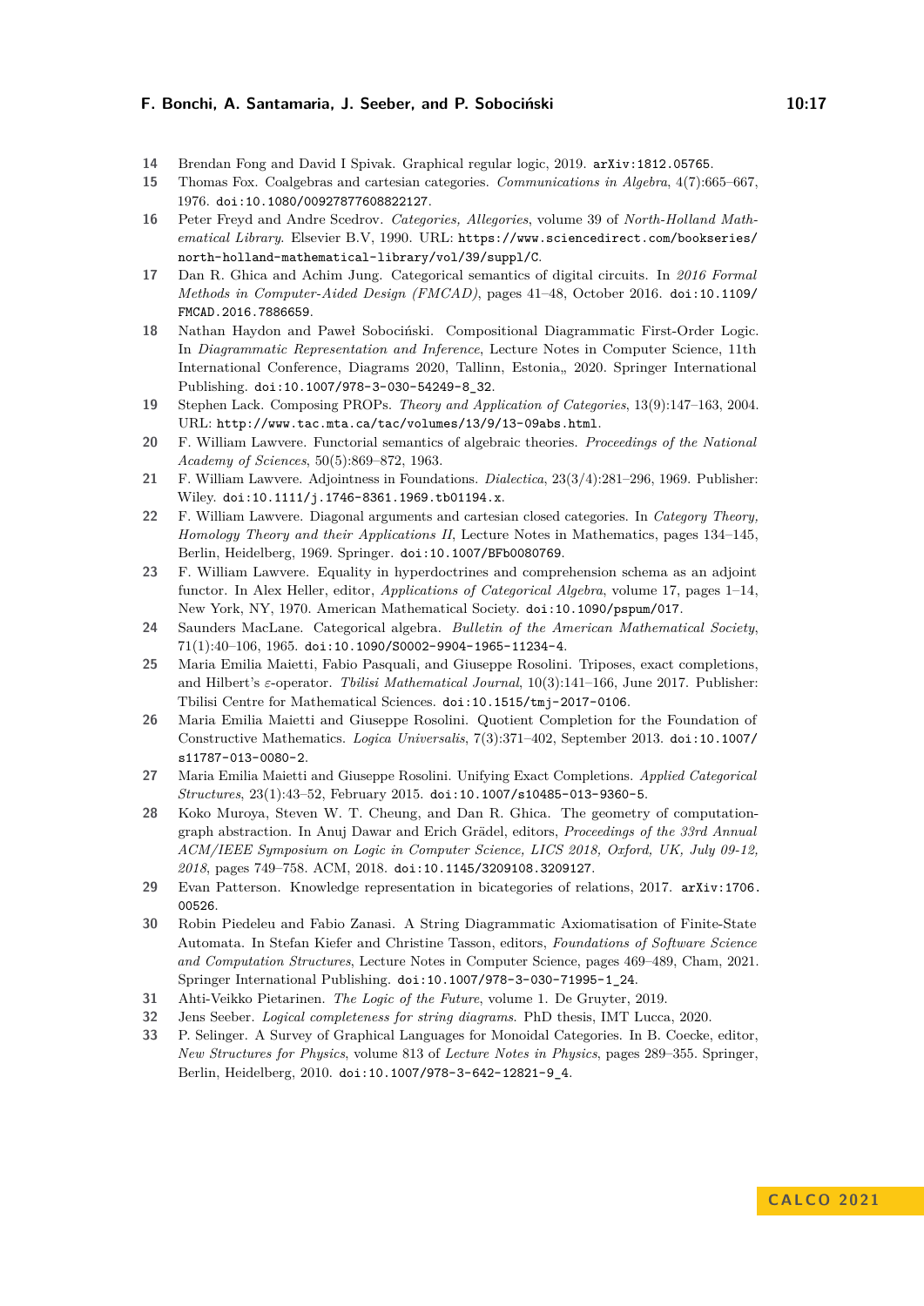14 Brendan Fong and David I Spivak. Graphical regular logic, 2019. arXiv:1812.05765.

15 Thomas Fox. Coalgebras and cartesian categories. *Communications in Algebra*, 4(7):665–667, 1976. doi:10.1080/00927877608822127.

16 Peter Freyd and Andre Scedrov. *Categories, Allegories*, volume 39 of *North-Holland Mathematical Library*. Elsevier B.V, 1990. URL: https://www.sciencedirect.com/bookseries/north-holland-mathematical-library/vol/39/suppl/C.

17 Dan R. Ghica and Achim Jung. Categorical semantics of digital circuits. In *2016 Formal Methods in Computer-Aided Design (FMCAD)*, pages 41–48, October 2016. doi:10.1109/FMCAD.2016.7886659.

18 Nathan Haydon and Paweł Sobociński. Compositional Diagrammatic First-Order Logic. In *Diagrammatic Representation and Inference*, Lecture Notes in Computer Science, 11th International Conference, Diagrams 2020, Tallinn, Estonia,, 2020. Springer International Publishing. doi:10.1007/978-3-030-54249-8_32.

19 Stephen Lack. Composing PROPs. *Theory and Application of Categories*, 13(9):147–163, 2004. URL: http://www.tac.mta.ca/tac/volumes/13/9/13-09abs.html.

20 F. William Lawvere. Functorial semantics of algebraic theories. *Proceedings of the National Academy of Sciences*, 50(5):869–872, 1963.

21 F. William Lawvere. Adjointness in Foundations. *Dialectica*, 23(3/4):281–296, 1969. Publisher: Wiley. doi:10.1111/j.1746-8361.1969.tb01194.x.

22 F. William Lawvere. Diagonal arguments and cartesian closed categories. In *Category Theory, Homology Theory and their Applications II*, Lecture Notes in Mathematics, pages 134–145, Berlin, Heidelberg, 1969. Springer. doi:10.1007/BFb0080769.

23 F. William Lawvere. Equality in hyperdoctrines and comprehension schema as an adjoint functor. In Alex Heller, editor, *Applications of Categorical Algebra*, volume 17, pages 1–14, New York, NY, 1970. American Mathematical Society. doi:10.1090/pspum/017.

24 Saunders MacLane. Categorical algebra. *Bulletin of the American Mathematical Society*, 71(1):40–106, 1965. doi:10.1090/S0002-9904-1965-11234-4.

25 Maria Emilia Maietti, Fabio Pasquali, and Giuseppe Rosolini. Triposes, exact completions, and Hilbert's $\varepsilon$-operator. *Tbilisi Mathematical Journal*, 10(3):141–166, June 2017. Publisher: Tbilisi Centre for Mathematical Sciences. doi:10.1515/tmj-2017-0106.

26 Maria Emilia Maietti and Giuseppe Rosolini. Quotient Completion for the Foundation of Constructive Mathematics. *Logica Universalis*, 7(3):371–402, September 2013. doi:10.1007/s11787-013-0080-2.

27 Maria Emilia Maietti and Giuseppe Rosolini. Unifying Exact Completions. *Applied Categorical Structures*, 23(1):43–52, February 2015. doi:10.1007/s10485-013-9360-5.

28 Koko Muroya, Steven W. T. Cheung, and Dan R. Ghica. The geometry of computation-graph abstraction. In Anuj Dawar and Erich Grädel, editors, *Proceedings of the 33rd Annual ACM/IEEE Symposium on Logic in Computer Science, LICS 2018, Oxford, UK, July 09-12, 2018*, pages 749–758. ACM, 2018. doi:10.1145/3209108.3209127.

29 Evan Patterson. Knowledge representation in bicategories of relations, 2017. arXiv:1706.00526.

30 Robin Piedeleu and Fabio Zanasi. A String Diagrammatic Axiomatisation of Finite-State Automata. In Stefan Kiefer and Christine Tasson, editors, *Foundations of Software Science and Computation Structures*, Lecture Notes in Computer Science, pages 469–489, Cham, 2021. Springer International Publishing. doi:10.1007/978-3-030-71995-1_24.

31 Ahti-Veikko Pietarinen. *The Logic of the Future*, volume 1. De Gruyter, 2019.

32 Jens Seeber. *Logical completeness for string diagrams*. PhD thesis, IMT Lucca, 2020.

33 P. Selinger. A Survey of Graphical Languages for Monoidal Categories. In B. Coecke, editor, *New Structures for Physics*, volume 813 of *Lecture Notes in Physics*, pages 289–355. Springer, Berlin, Heidelberg, 2010. doi:10.1007/978-3-642-12821-9_4.